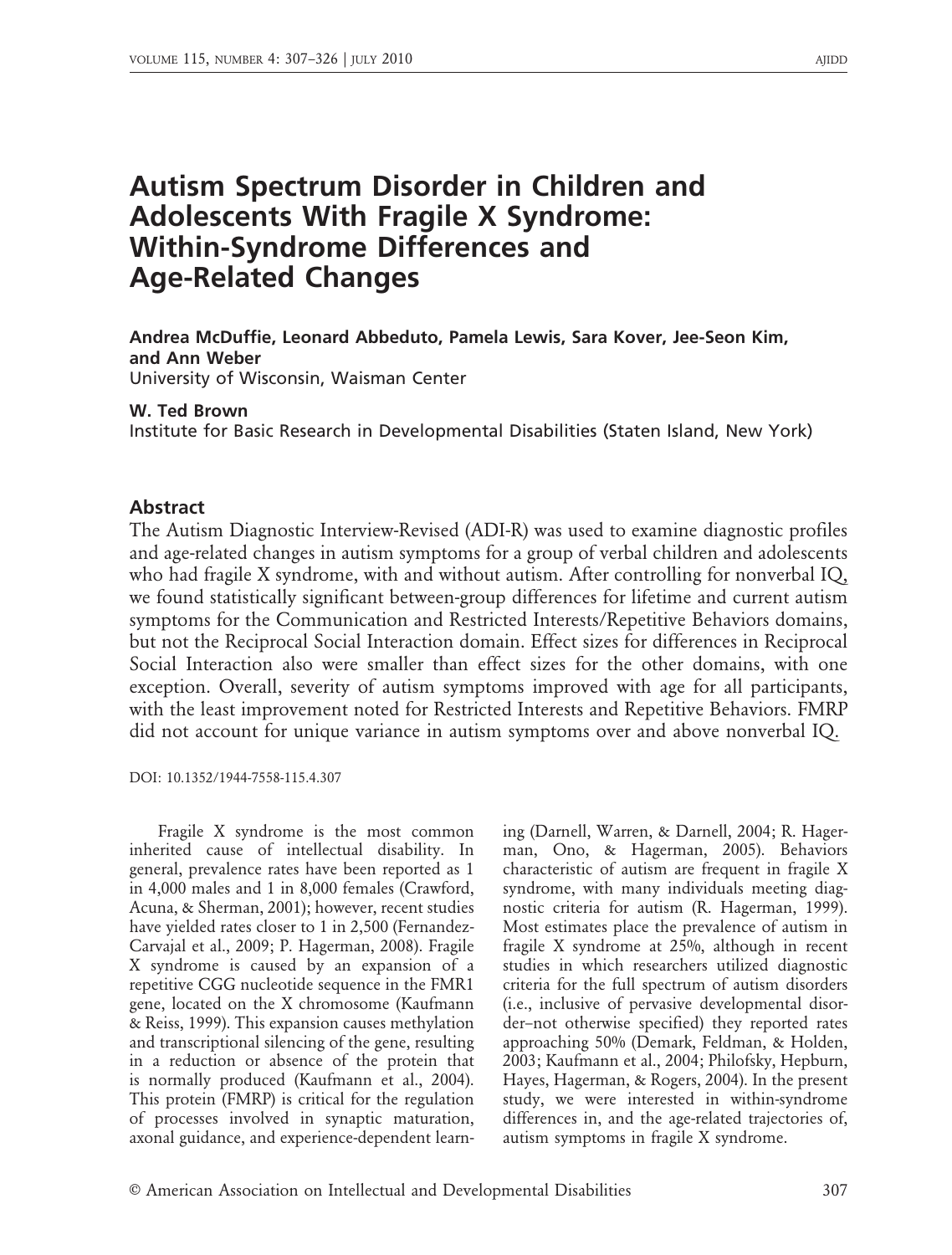# Autism Spectrum Disorder in Children and Adolescents With Fragile X Syndrome: Within-Syndrome Differences and Age-Related Changes

**Andrea McDuffie, Leonard Abbeduto, Pamela Lewis, Sara Kover, Jee-Seon Kim, and Ann Weber**
University of Wisconsin, Waisman Center

**W. Ted Brown**
Institute for Basic Research in Developmental Disabilities (Staten Island, New York)

## Abstract

The Autism Diagnostic Interview-Revised (ADI-R) was used to examine diagnostic profiles and age-related changes in autism symptoms for a group of verbal children and adolescents who had fragile X syndrome, with and without autism. After controlling for nonverbal IQ, we found statistically significant between-group differences for lifetime and current autism symptoms for the Communication and Restricted Interests/Repetitive Behaviors domains, but not the Reciprocal Social Interaction domain. Effect sizes for differences in Reciprocal Social Interaction also were smaller than effect sizes for the other domains, with one exception. Overall, severity of autism symptoms improved with age for all participants, with the least improvement noted for Restricted Interests and Repetitive Behaviors. FMRP did not account for unique variance in autism symptoms over and above nonverbal IQ.

DOI: 10.1352/1944-7558-115.4.307

Fragile X syndrome is the most common inherited cause of intellectual disability. In general, prevalence rates have been reported as 1 in 4,000 males and 1 in 8,000 females (Crawford, Acuna, & Sherman, 2001); however, recent studies have yielded rates closer to 1 in 2,500 (Fernandez-Carvajal et al., 2009; P. Hagerman, 2008). Fragile X syndrome is caused by an expansion of a repetitive CGG nucleotide sequence in the FMR1 gene, located on the X chromosome (Kaufmann & Reiss, 1999). This expansion causes methylation and transcriptional silencing of the gene, resulting in a reduction or absence of the protein that is normally produced (Kaufmann et al., 2004). This protein (FMRP) is critical for the regulation of processes involved in synaptic maturation, axonal guidance, and experience-dependent learning (Darnell, Warren, & Darnell, 2004; R. Hagerman, Ono, & Hagerman, 2005). Behaviors characteristic of autism are frequent in fragile X syndrome, with many individuals meeting diagnostic criteria for autism (R. Hagerman, 1999). Most estimates place the prevalence of autism in fragile X syndrome at 25%, although in recent studies in which researchers utilized diagnostic criteria for the full spectrum of autism disorders (i.e., inclusive of pervasive developmental disorder–not otherwise specified) they reported rates approaching 50% (Demark, Feldman, & Holden, 2003; Kaufmann et al., 2004; Philofsky, Hepburn, Hayes, Hagerman, & Rogers, 2004). In the present study, we were interested in within-syndrome differences in, and the age-related trajectories of, autism symptoms in fragile X syndrome.

© American Association on Intellectual and Developmental Disabilities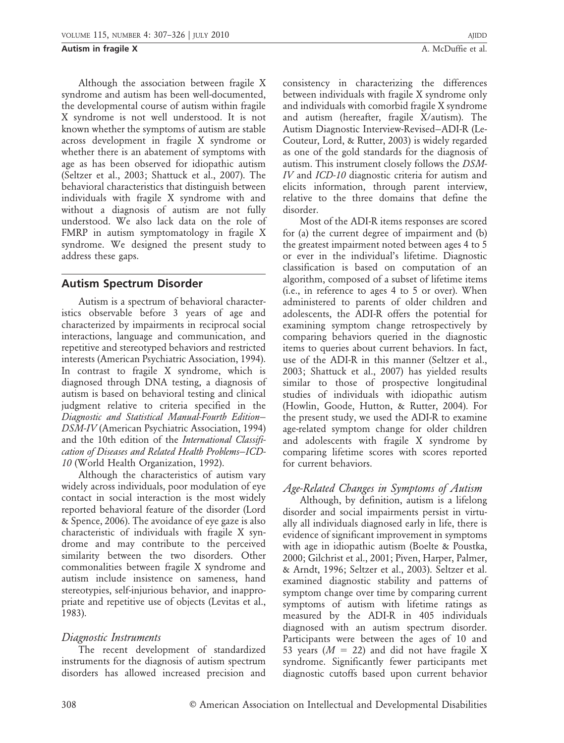Although the association between fragile X syndrome and autism has been well-documented, the developmental course of autism within fragile X syndrome is not well understood. It is not known whether the symptoms of autism are stable across development in fragile X syndrome or whether there is an abatement of symptoms with age as has been observed for idiopathic autism (Seltzer et al., 2003; Shattuck et al., 2007). The behavioral characteristics that distinguish between individuals with fragile X syndrome with and without a diagnosis of autism are not fully understood. We also lack data on the role of FMRP in autism symptomatology in fragile X syndrome. We designed the present study to address these gaps.

## Autism Spectrum Disorder

Autism is a spectrum of behavioral characteristics observable before 3 years of age and characterized by impairments in reciprocal social interactions, language and communication, and repetitive and stereotyped behaviors and restricted interests (American Psychiatric Association, 1994). In contrast to fragile X syndrome, which is diagnosed through DNA testing, a diagnosis of autism is based on behavioral testing and clinical judgment relative to criteria specified in the *Diagnostic and Statistical Manual-Fourth Edition–DSM-IV* (American Psychiatric Association, 1994) and the 10th edition of the *International Classification of Diseases and Related Health Problems–ICD-10* (World Health Organization, 1992).

Although the characteristics of autism vary widely across individuals, poor modulation of eye contact in social interaction is the most widely reported behavioral feature of the disorder (Lord & Spence, 2006). The avoidance of eye gaze is also characteristic of individuals with fragile X syndrome and may contribute to the perceived similarity between the two disorders. Other commonalities between fragile X syndrome and autism include insistence on sameness, hand stereotypies, self-injurious behavior, and inappropriate and repetitive use of objects (Levitas et al., 1983).

### *Diagnostic Instruments*

The recent development of standardized instruments for the diagnosis of autism spectrum disorders has allowed increased precision and consistency in characterizing the differences between individuals with fragile X syndrome only and individuals with comorbid fragile X syndrome and autism (hereafter, fragile X/autism). The Autism Diagnostic Interview-Revised–ADI-R (LeCouteur, Lord, & Rutter, 2003) is widely regarded as one of the gold standards for the diagnosis of autism. This instrument closely follows the *DSM-IV* and *ICD-10* diagnostic criteria for autism and elicits information, through parent interview, relative to the three domains that define the disorder.

Most of the ADI-R items responses are scored for (a) the current degree of impairment and (b) the greatest impairment noted between ages 4 to 5 or ever in the individual's lifetime. Diagnostic classification is based on computation of an algorithm, composed of a subset of lifetime items (i.e., in reference to ages 4 to 5 or over). When administered to parents of older children and adolescents, the ADI-R offers the potential for examining symptom change retrospectively by comparing behaviors queried in the diagnostic items to queries about current behaviors. In fact, use of the ADI-R in this manner (Seltzer et al., 2003; Shattuck et al., 2007) has yielded results similar to those of prospective longitudinal studies of individuals with idiopathic autism (Howlin, Goode, Hutton, & Rutter, 2004). For the present study, we used the ADI-R to examine age-related symptom change for older children and adolescents with fragile X syndrome by comparing lifetime scores with scores reported for current behaviors.

### *Age-Related Changes in Symptoms of Autism*

Although, by definition, autism is a lifelong disorder and social impairments persist in virtually all individuals diagnosed early in life, there is evidence of significant improvement in symptoms with age in idiopathic autism (Boelte & Poustka, 2000; Gilchrist et al., 2001; Piven, Harper, Palmer, & Arndt, 1996; Seltzer et al., 2003). Seltzer et al. examined diagnostic stability and patterns of symptom change over time by comparing current symptoms of autism with lifetime ratings as measured by the ADI-R in 405 individuals diagnosed with an autism spectrum disorder. Participants were between the ages of 10 and 53 years ($M = 22$) and did not have fragile X syndrome. Significantly fewer participants met diagnostic cutoffs based upon current behavior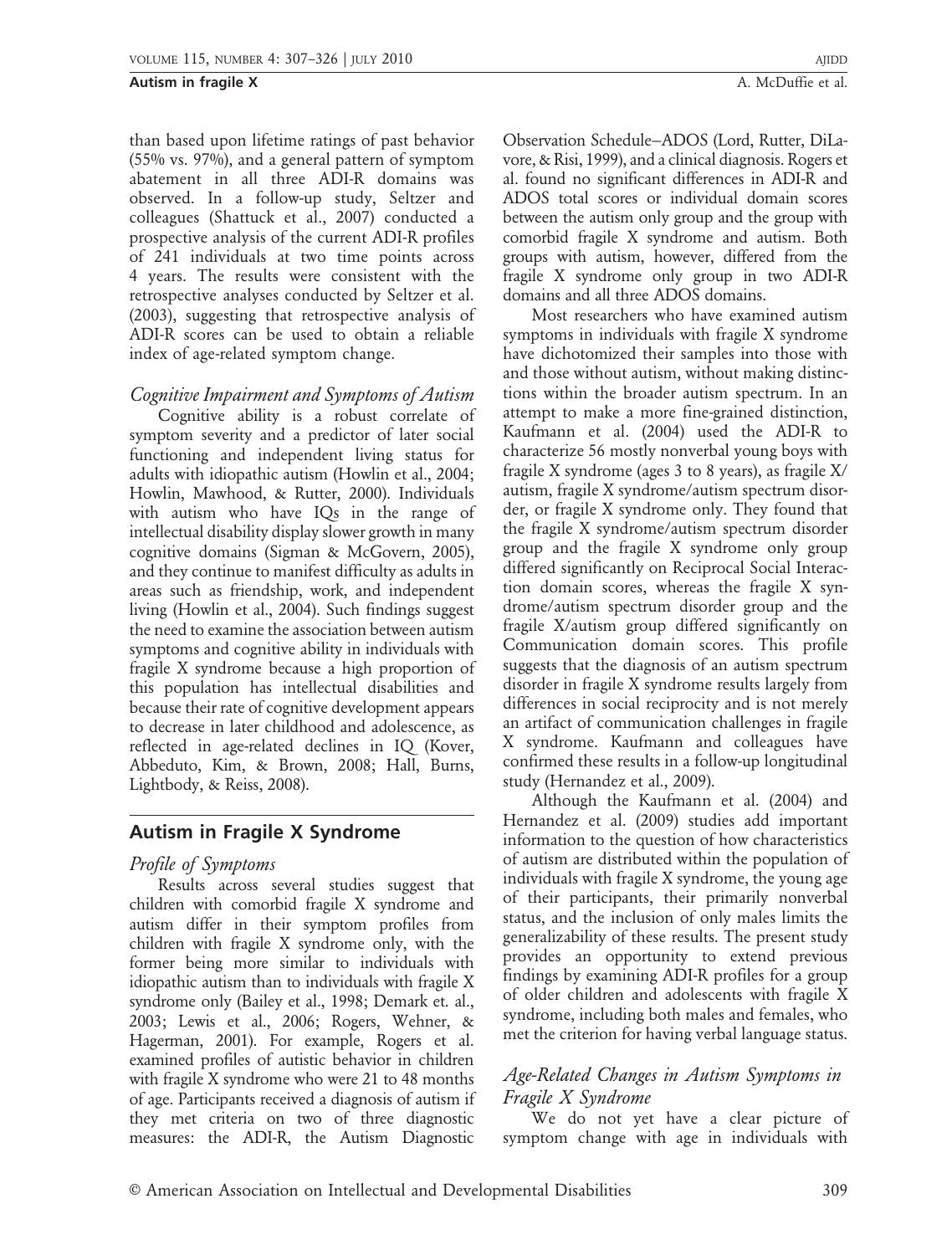than based upon lifetime ratings of past behavior (55% vs. 97%), and a general pattern of symptom abatement in all three ADI-R domains was observed. In a follow-up study, Seltzer and colleagues (Shattuck et al., 2007) conducted a prospective analysis of the current ADI-R profiles of 241 individuals at two time points across 4 years. The results were consistent with the retrospective analyses conducted by Seltzer et al. (2003), suggesting that retrospective analysis of ADI-R scores can be used to obtain a reliable index of age-related symptom change.

### *Cognitive Impairment and Symptoms of Autism*

Cognitive ability is a robust correlate of symptom severity and a predictor of later social functioning and independent living status for adults with idiopathic autism (Howlin et al., 2004; Howlin, Mawhood, & Rutter, 2000). Individuals with autism who have IQs in the range of intellectual disability display slower growth in many cognitive domains (Sigman & McGovern, 2005), and they continue to manifest difficulty as adults in areas such as friendship, work, and independent living (Howlin et al., 2004). Such findings suggest the need to examine the association between autism symptoms and cognitive ability in individuals with fragile X syndrome because a high proportion of this population has intellectual disabilities and because their rate of cognitive development appears to decrease in later childhood and adolescence, as reflected in age-related declines in IQ (Kover, Abbeduto, Kim, & Brown, 2008; Hall, Burns, Lightbody, & Reiss, 2008).

## Autism in Fragile X Syndrome

### *Profile of Symptoms*

Results across several studies suggest that children with comorbid fragile X syndrome and autism differ in their symptom profiles from children with fragile X syndrome only, with the former being more similar to individuals with idiopathic autism than to individuals with fragile X syndrome only (Bailey et al., 1998; Demark et. al., 2003; Lewis et al., 2006; Rogers, Wehner, & Hagerman, 2001). For example, Rogers et al. examined profiles of autistic behavior in children with fragile X syndrome who were 21 to 48 months of age. Participants received a diagnosis of autism if they met criteria on two of three diagnostic measures: the ADI-R, the Autism Diagnostic Observation Schedule–ADOS (Lord, Rutter, DiLavore, & Risi, 1999), and a clinical diagnosis. Rogers et al. found no significant differences in ADI-R and ADOS total scores or individual domain scores between the autism only group and the group with comorbid fragile X syndrome and autism. Both groups with autism, however, differed from the fragile X syndrome only group in two ADI-R domains and all three ADOS domains.

Most researchers who have examined autism symptoms in individuals with fragile X syndrome have dichotomized their samples into those with and those without autism, without making distinctions within the broader autism spectrum. In an attempt to make a more fine-grained distinction, Kaufmann et al. (2004) used the ADI-R to characterize 56 mostly nonverbal young boys with fragile X syndrome (ages 3 to 8 years), as fragile X/autism, fragile X syndrome/autism spectrum disorder, or fragile X syndrome only. They found that the fragile X syndrome/autism spectrum disorder group and the fragile X syndrome only group differed significantly on Reciprocal Social Interaction domain scores, whereas the fragile X syndrome/autism spectrum disorder group and the fragile X/autism group differed significantly on Communication domain scores. This profile suggests that the diagnosis of an autism spectrum disorder in fragile X syndrome results largely from differences in social reciprocity and is not merely an artifact of communication challenges in fragile X syndrome. Kaufmann and colleagues have confirmed these results in a follow-up longitudinal study (Hernandez et al., 2009).

Although the Kaufmann et al. (2004) and Hernandez et al. (2009) studies add important information to the question of how characteristics of autism are distributed within the population of individuals with fragile X syndrome, the young age of their participants, their primarily nonverbal status, and the inclusion of only males limits the generalizability of these results. The present study provides an opportunity to extend previous findings by examining ADI-R profiles for a group of older children and adolescents with fragile X syndrome, including both males and females, who met the criterion for having verbal language status.

### *Age-Related Changes in Autism Symptoms in Fragile X Syndrome*

We do not yet have a clear picture of symptom change with age in individuals with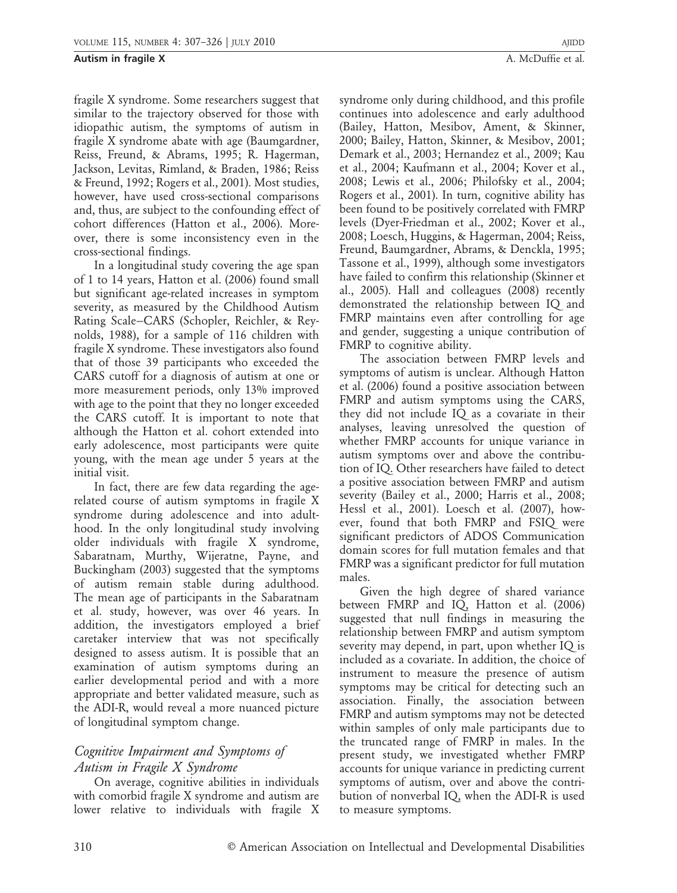fragile X syndrome. Some researchers suggest that similar to the trajectory observed for those with idiopathic autism, the symptoms of autism in fragile X syndrome abate with age (Baumgardner, Reiss, Freund, & Abrams, 1995; R. Hagerman, Jackson, Levitas, Rimland, & Braden, 1986; Reiss & Freund, 1992; Rogers et al., 2001). Most studies, however, have used cross-sectional comparisons and, thus, are subject to the confounding effect of cohort differences (Hatton et al., 2006). Moreover, there is some inconsistency even in the cross-sectional findings.

In a longitudinal study covering the age span of 1 to 14 years, Hatton et al. (2006) found small but significant age-related increases in symptom severity, as measured by the Childhood Autism Rating Scale–CARS (Schopler, Reichler, & Reynolds, 1988), for a sample of 116 children with fragile X syndrome. These investigators also found that of those 39 participants who exceeded the CARS cutoff for a diagnosis of autism at one or more measurement periods, only 13% improved with age to the point that they no longer exceeded the CARS cutoff. It is important to note that although the Hatton et al. cohort extended into early adolescence, most participants were quite young, with the mean age under 5 years at the initial visit.

In fact, there are few data regarding the age-related course of autism symptoms in fragile X syndrome during adolescence and into adulthood. In the only longitudinal study involving older individuals with fragile X syndrome, Sabaratnam, Murthy, Wijeratne, Payne, and Buckingham (2003) suggested that the symptoms of autism remain stable during adulthood. The mean age of participants in the Sabaratnam et al. study, however, was over 46 years. In addition, the investigators employed a brief caretaker interview that was not specifically designed to assess autism. It is possible that an examination of autism symptoms during an earlier developmental period and with a more appropriate and better validated measure, such as the ADI-R, would reveal a more nuanced picture of longitudinal symptom change.

## *Cognitive Impairment and Symptoms of Autism in Fragile X Syndrome*

On average, cognitive abilities in individuals with comorbid fragile X syndrome and autism are lower relative to individuals with fragile X syndrome only during childhood, and this profile continues into adolescence and early adulthood (Bailey, Hatton, Mesibov, Ament, & Skinner, 2000; Bailey, Hatton, Skinner, & Mesibov, 2001; Demark et al., 2003; Hernandez et al., 2009; Kau et al., 2004; Kaufmann et al., 2004; Kover et al., 2008; Lewis et al., 2006; Philofsky et al., 2004; Rogers et al., 2001). In turn, cognitive ability has been found to be positively correlated with FMRP levels (Dyer-Friedman et al., 2002; Kover et al., 2008; Loesch, Huggins, & Hagerman, 2004; Reiss, Freund, Baumgardner, Abrams, & Denckla, 1995; Tassone et al., 1999), although some investigators have failed to confirm this relationship (Skinner et al., 2005). Hall and colleagues (2008) recently demonstrated the relationship between IQ and FMRP maintains even after controlling for age and gender, suggesting a unique contribution of FMRP to cognitive ability.

The association between FMRP levels and symptoms of autism is unclear. Although Hatton et al. (2006) found a positive association between FMRP and autism symptoms using the CARS, they did not include IQ as a covariate in their analyses, leaving unresolved the question of whether FMRP accounts for unique variance in autism symptoms over and above the contribution of IQ. Other researchers have failed to detect a positive association between FMRP and autism severity (Bailey et al., 2000; Harris et al., 2008; Hessl et al., 2001). Loesch et al. (2007), however, found that both FMRP and FSIQ were significant predictors of ADOS Communication domain scores for full mutation females and that FMRP was a significant predictor for full mutation males.

Given the high degree of shared variance between FMRP and IQ, Hatton et al. (2006) suggested that null findings in measuring the relationship between FMRP and autism symptom severity may depend, in part, upon whether IQ is included as a covariate. In addition, the choice of instrument to measure the presence of autism symptoms may be critical for detecting such an association. Finally, the association between FMRP and autism symptoms may not be detected within samples of only male participants due to the truncated range of FMRP in males. In the present study, we investigated whether FMRP accounts for unique variance in predicting current symptoms of autism, over and above the contribution of nonverbal IQ, when the ADI-R is used to measure symptoms.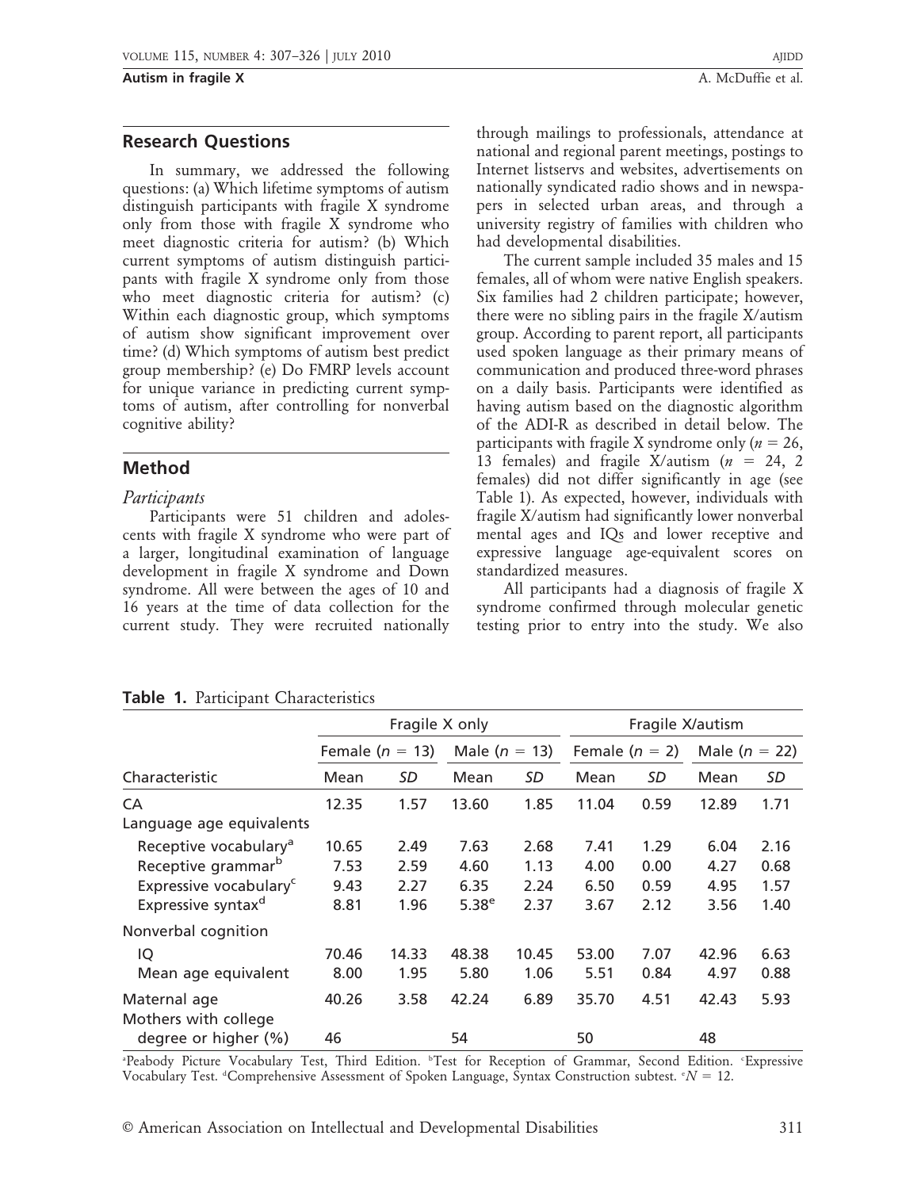## Research Questions

In summary, we addressed the following questions: (a) Which lifetime symptoms of autism distinguish participants with fragile X syndrome only from those with fragile X syndrome who meet diagnostic criteria for autism? (b) Which current symptoms of autism distinguish participants with fragile X syndrome only from those who meet diagnostic criteria for autism? (c) Within each diagnostic group, which symptoms of autism show significant improvement over time? (d) Which symptoms of autism best predict group membership? (e) Do FMRP levels account for unique variance in predicting current symptoms of autism, after controlling for nonverbal cognitive ability?

## Method

### *Participants*

Participants were 51 children and adolescents with fragile X syndrome who were part of a larger, longitudinal examination of language development in fragile X syndrome and Down syndrome. All were between the ages of 10 and 16 years at the time of data collection for the current study. They were recruited nationally through mailings to professionals, attendance at national and regional parent meetings, postings to Internet listservs and websites, advertisements on nationally syndicated radio shows and in newspapers in selected urban areas, and through a university registry of families with children who had developmental disabilities.

The current sample included 35 males and 15 females, all of whom were native English speakers. Six families had 2 children participate; however, there were no sibling pairs in the fragile X/autism group. According to parent report, all participants used spoken language as their primary means of communication and produced three-word phrases on a daily basis. Participants were identified as having autism based on the diagnostic algorithm of the ADI-R as described in detail below. The participants with fragile X syndrome only ($n$ = 26, 13 females) and fragile X/autism ($n$ = 24, 2 females) did not differ significantly in age (see Table 1). As expected, however, individuals with fragile X/autism had significantly lower nonverbal mental ages and IQs and lower receptive and expressive language age-equivalent scores on standardized measures.

All participants had a diagnosis of fragile X syndrome confirmed through molecular genetic testing prior to entry into the study. We also

**Table 1.** Participant Characteristics

| | Fragile X only | | | | Fragile X/autism | | | |
|---|---|---|---|---|---|---|---|---|
| | Female ($n$ = 13) | | Male ($n$ = 13) | | Female ($n$ = 2) | | Male ($n$ = 22) | |
| Characteristic | Mean | *SD* | Mean | *SD* | Mean | *SD* | Mean | *SD* |
| CA | 12.35 | 1.57 | 13.60 | 1.85 | 11.04 | 0.59 | 12.89 | 1.71 |
| Language age equivalents | | | | | | | | |
| Receptive vocabulary[a] | 10.65 | 2.49 | 7.63 | 2.68 | 7.41 | 1.29 | 6.04 | 2.16 |
| Receptive grammar[b] | 7.53 | 2.59 | 4.60 | 1.13 | 4.00 | 0.00 | 4.27 | 0.68 |
| Expressive vocabulary[c] | 9.43 | 2.27 | 6.35 | 2.24 | 6.50 | 0.59 | 4.95 | 1.57 |
| Expressive syntax[d] | 8.81 | 1.96 | 5.38[e] | 2.37 | 3.67 | 2.12 | 3.56 | 1.40 |
| Nonverbal cognition | | | | | | | | |
| IQ | 70.46 | 14.33 | 48.38 | 10.45 | 53.00 | 7.07 | 42.96 | 6.63 |
| Mean age equivalent | 8.00 | 1.95 | 5.80 | 1.06 | 5.51 | 0.84 | 4.97 | 0.88 |
| Maternal age | 40.26 | 3.58 | 42.24 | 6.89 | 35.70 | 4.51 | 42.43 | 5.93 |
| Mothers with college degree or higher (%) | 46 | | 54 | | 50 | | 48 | |

[a]Peabody Picture Vocabulary Test, Third Edition. [b]Test for Reception of Grammar, Second Edition. [c]Expressive Vocabulary Test. [d]Comprehensive Assessment of Spoken Language, Syntax Construction subtest. [e]$N$ = 12.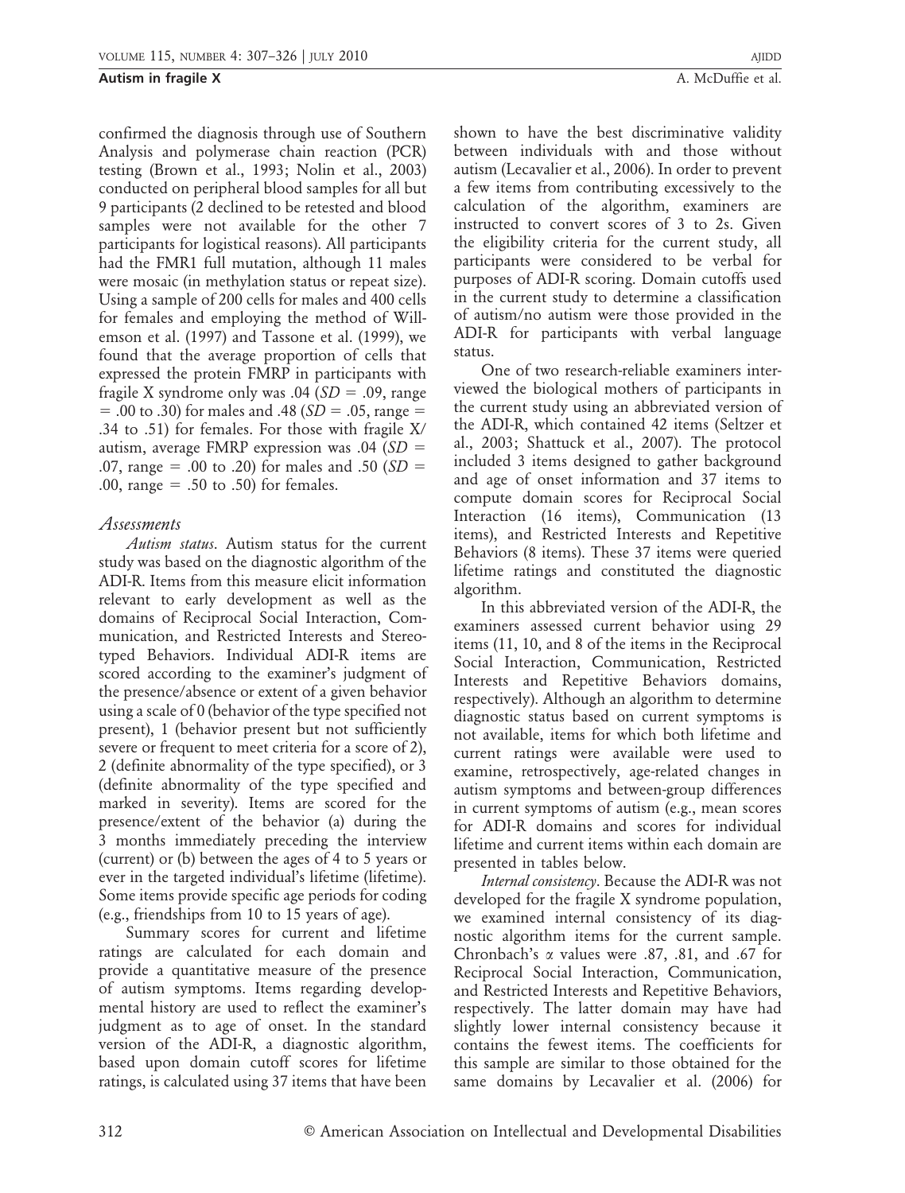confirmed the diagnosis through use of Southern Analysis and polymerase chain reaction (PCR) testing (Brown et al., 1993; Nolin et al., 2003) conducted on peripheral blood samples for all but 9 participants (2 declined to be retested and blood samples were not available for the other 7 participants for logistical reasons). All participants had the FMR1 full mutation, although 11 males were mosaic (in methylation status or repeat size). Using a sample of 200 cells for males and 400 cells for females and employing the method of Willemson et al. (1997) and Tassone et al. (1999), we found that the average proportion of cells that expressed the protein FMRP in participants with fragile X syndrome only was .04 ($SD$ = .09, range = .00 to .30) for males and .48 ($SD$ = .05, range = .34 to .51) for females. For those with fragile X/autism, average FMRP expression was .04 ($SD$ = .07, range = .00 to .20) for males and .50 ($SD$ = .00, range = .50 to .50) for females.

### *Assessments*

*Autism status*. Autism status for the current study was based on the diagnostic algorithm of the ADI-R. Items from this measure elicit information relevant to early development as well as the domains of Reciprocal Social Interaction, Communication, and Restricted Interests and Stereotyped Behaviors. Individual ADI-R items are scored according to the examiner's judgment of the presence/absence or extent of a given behavior using a scale of 0 (behavior of the type specified not present), 1 (behavior present but not sufficiently severe or frequent to meet criteria for a score of 2), 2 (definite abnormality of the type specified), or 3 (definite abnormality of the type specified and marked in severity). Items are scored for the presence/extent of the behavior (a) during the 3 months immediately preceding the interview (current) or (b) between the ages of 4 to 5 years or ever in the targeted individual's lifetime (lifetime). Some items provide specific age periods for coding (e.g., friendships from 10 to 15 years of age).

Summary scores for current and lifetime ratings are calculated for each domain and provide a quantitative measure of the presence of autism symptoms. Items regarding developmental history are used to reflect the examiner's judgment as to age of onset. In the standard version of the ADI-R, a diagnostic algorithm, based upon domain cutoff scores for lifetime ratings, is calculated using 37 items that have been shown to have the best discriminative validity between individuals with and those without autism (Lecavalier et al., 2006). In order to prevent a few items from contributing excessively to the calculation of the algorithm, examiners are instructed to convert scores of 3 to 2s. Given the eligibility criteria for the current study, all participants were considered to be verbal for purposes of ADI-R scoring. Domain cutoffs used in the current study to determine a classification of autism/no autism were those provided in the ADI-R for participants with verbal language status.

One of two research-reliable examiners interviewed the biological mothers of participants in the current study using an abbreviated version of the ADI-R, which contained 42 items (Seltzer et al., 2003; Shattuck et al., 2007). The protocol included 3 items designed to gather background and age of onset information and 37 items to compute domain scores for Reciprocal Social Interaction (16 items), Communication (13 items), and Restricted Interests and Repetitive Behaviors (8 items). These 37 items were queried lifetime ratings and constituted the diagnostic algorithm.

In this abbreviated version of the ADI-R, the examiners assessed current behavior using 29 items (11, 10, and 8 of the items in the Reciprocal Social Interaction, Communication, Restricted Interests and Repetitive Behaviors domains, respectively). Although an algorithm to determine diagnostic status based on current symptoms is not available, items for which both lifetime and current ratings were available were used to examine, retrospectively, age-related changes in autism symptoms and between-group differences in current symptoms of autism (e.g., mean scores for ADI-R domains and scores for individual lifetime and current items within each domain are presented in tables below.

*Internal consistency*. Because the ADI-R was not developed for the fragile X syndrome population, we examined internal consistency of its diagnostic algorithm items for the current sample. Chronbach's $\alpha$ values were .87, .81, and .67 for Reciprocal Social Interaction, Communication, and Restricted Interests and Repetitive Behaviors, respectively. The latter domain may have had slightly lower internal consistency because it contains the fewest items. The coefficients for this sample are similar to those obtained for the same domains by Lecavalier et al. (2006) for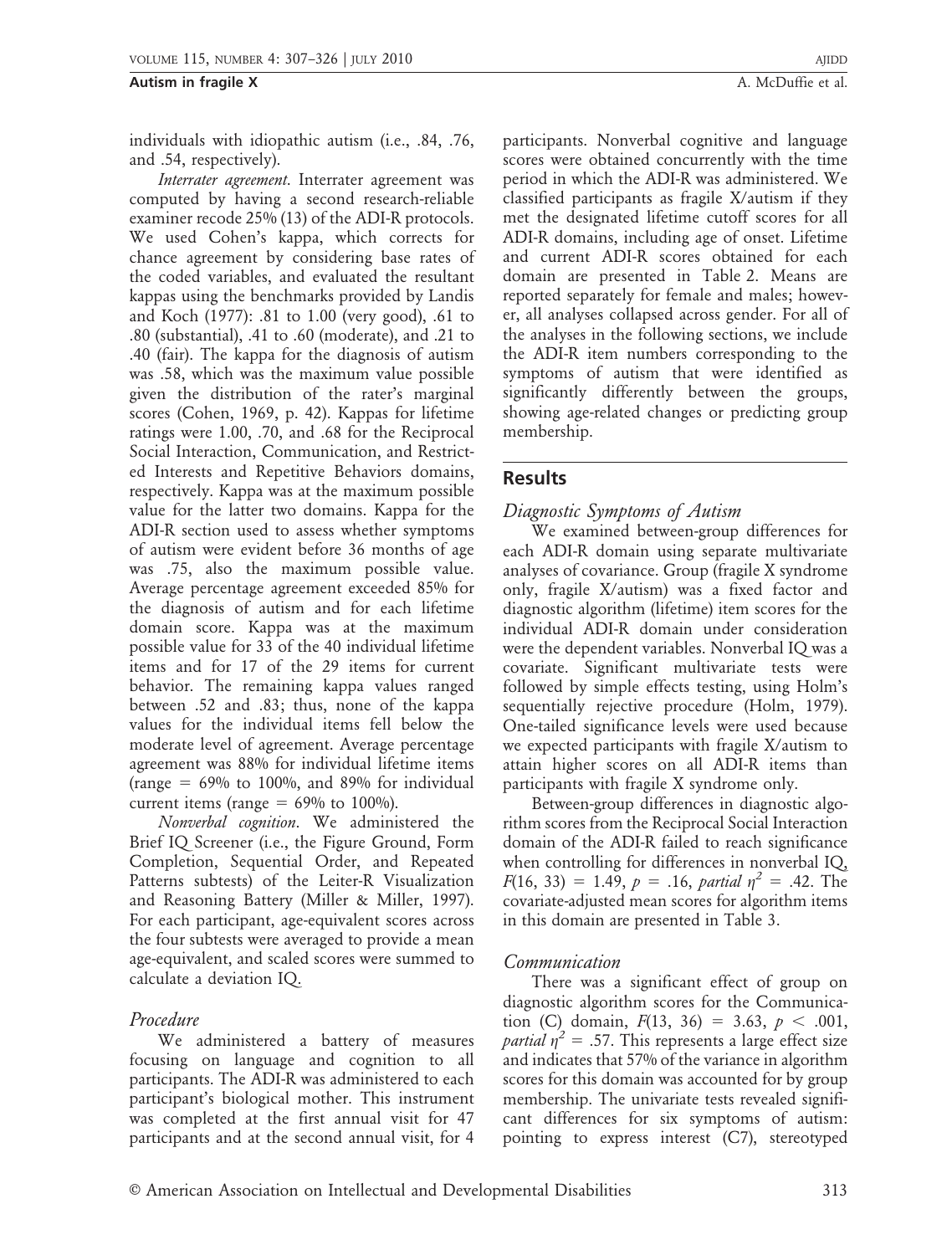individuals with idiopathic autism (i.e., .84, .76, and .54, respectively).

*Interrater agreement*. Interrater agreement was computed by having a second research-reliable examiner recode 25% (13) of the ADI-R protocols. We used Cohen's kappa, which corrects for chance agreement by considering base rates of the coded variables, and evaluated the resultant kappas using the benchmarks provided by Landis and Koch (1977): .81 to 1.00 (very good), .61 to .80 (substantial), .41 to .60 (moderate), and .21 to .40 (fair). The kappa for the diagnosis of autism was .58, which was the maximum value possible given the distribution of the rater's marginal scores (Cohen, 1969, p. 42). Kappas for lifetime ratings were 1.00, .70, and .68 for the Reciprocal Social Interaction, Communication, and Restricted Interests and Repetitive Behaviors domains, respectively. Kappa was at the maximum possible value for the latter two domains. Kappa for the ADI-R section used to assess whether symptoms of autism were evident before 36 months of age was .75, also the maximum possible value. Average percentage agreement exceeded 85% for the diagnosis of autism and for each lifetime domain score. Kappa was at the maximum possible value for 33 of the 40 individual lifetime items and for 17 of the 29 items for current behavior. The remaining kappa values ranged between .52 and .83; thus, none of the kappa values for the individual items fell below the moderate level of agreement. Average percentage agreement was 88% for individual lifetime items (range = 69% to 100%, and 89% for individual current items (range = 69% to 100%).

*Nonverbal cognition*. We administered the Brief IQ Screener (i.e., the Figure Ground, Form Completion, Sequential Order, and Repeated Patterns subtests) of the Leiter-R Visualization and Reasoning Battery (Miller & Miller, 1997). For each participant, age-equivalent scores across the four subtests were averaged to provide a mean age-equivalent, and scaled scores were summed to calculate a deviation IQ.

### *Procedure*

We administered a battery of measures focusing on language and cognition to all participants. The ADI-R was administered to each participant's biological mother. This instrument was completed at the first annual visit for 47 participants and at the second annual visit, for 4 participants. Nonverbal cognitive and language scores were obtained concurrently with the time period in which the ADI-R was administered. We classified participants as fragile X/autism if they met the designated lifetime cutoff scores for all ADI-R domains, including age of onset. Lifetime and current ADI-R scores obtained for each domain are presented in Table 2. Means are reported separately for female and males; however, all analyses collapsed across gender. For all of the analyses in the following sections, we include the ADI-R item numbers corresponding to the symptoms of autism that were identified as significantly differently between the groups, showing age-related changes or predicting group membership.

## Results

### *Diagnostic Symptoms of Autism*

We examined between-group differences for each ADI-R domain using separate multivariate analyses of covariance. Group (fragile X syndrome only, fragile X/autism) was a fixed factor and diagnostic algorithm (lifetime) item scores for the individual ADI-R domain under consideration were the dependent variables. Nonverbal IQ was a covariate. Significant multivariate tests were followed by simple effects testing, using Holm's sequentially rejective procedure (Holm, 1979). One-tailed significance levels were used because we expected participants with fragile X/autism to attain higher scores on all ADI-R items than participants with fragile X syndrome only.

Between-group differences in diagnostic algorithm scores from the Reciprocal Social Interaction domain of the ADI-R failed to reach significance when controlling for differences in nonverbal IQ, $F(16, 33) = 1.49$, $p = .16$, *partial* $\eta^2 = .42$. The covariate-adjusted mean scores for algorithm items in this domain are presented in Table 3.

### *Communication*

There was a significant effect of group on diagnostic algorithm scores for the Communication (C) domain, $F(13, 36) = 3.63$, $p < .001$, *partial* $\eta^2 = .57$. This represents a large effect size and indicates that 57% of the variance in algorithm scores for this domain was accounted for by group membership. The univariate tests revealed significant differences for six symptoms of autism: pointing to express interest (C7), stereotyped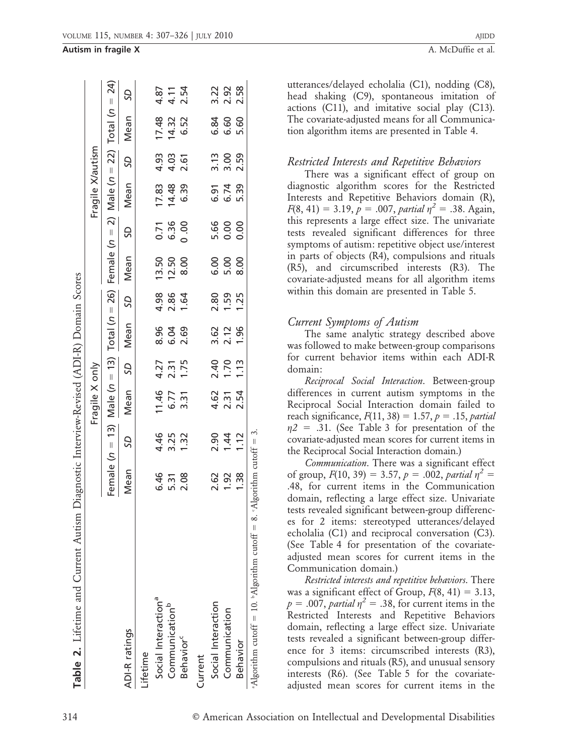**Table 2.** Lifetime and Current Autism Diagnostic Interview-Revised (ADI-R) Domain Scores

| ADI-R ratings | Fragile X only | | | | | | Fragile X/autism | | | | | |
|---|---|---|---|---|---|---|---|---|---|---|---|---|
| | Female (n = 13) | | Male (n = 13) | | Total (n = 26) | | Female (n = 2) | | Male (n = 22) | | Total (n = 24) | |
| | Mean | SD | Mean | SD | Mean | SD | Mean | SD | Mean | SD | Mean | SD |
| Lifetime | | | | | | | | | | | | |
| Social Interaction[a] | 6.46 | 4.46 | 11.46 | 4.27 | 8.96 | 4.98 | 13.50 | 0.71 | 17.83 | 4.93 | 17.48 | 4.87 |
| Communication[b] | 5.31 | 3.25 | 6.77 | 2.31 | 6.04 | 2.86 | 12.50 | 6.36 | 14.48 | 4.03 | 14.32 | 4.11 |
| Behavior[c] | 2.08 | 1.32 | 3.31 | 1.75 | 2.69 | 1.64 | 8.00 | 0.00 | 6.39 | 2.61 | 6.52 | 2.54 |
| Current | | | | | | | | | | | | |
| Social Interaction | 2.62 | 2.90 | 4.62 | 2.40 | 3.62 | 2.80 | 6.00 | 5.66 | 6.91 | 3.13 | 6.84 | 3.22 |
| Communication | 1.92 | 1.44 | 2.31 | 1.70 | 2.12 | 1.59 | 5.00 | 0.00 | 6.74 | 3.00 | 6.60 | 2.92 |
| Behavior | 1.38 | 1.12 | 2.54 | 1.13 | 1.96 | 1.25 | 8.00 | 0.00 | 5.39 | 2.59 | 5.60 | 2.58 |

[a]Algorithm cutoff = 10. [b]Algorithm cutoff = 8. [c]Algorithm cutoff = 3.

utterances/delayed echolalia (C1), nodding (C8), head shaking (C9), spontaneous imitation of actions (C11), and imitative social play (C13). The covariate-adjusted means for all Communication algorithm items are presented in Table 4.

### *Restricted Interests and Repetitive Behaviors*

There was a significant effect of group on diagnostic algorithm scores for the Restricted Interests and Repetitive Behaviors domain (R), $F(8, 41) = 3.19$, $p = .007$, *partial* $\eta^2 = .38$. Again, this represents a large effect size. The univariate tests revealed significant differences for three symptoms of autism: repetitive object use/interest in parts of objects (R4), compulsions and rituals (R5), and circumscribed interests (R3). The covariate-adjusted means for all algorithm items within this domain are presented in Table 5.

### *Current Symptoms of Autism*

The same analytic strategy described above was followed to make between-group comparisons for current behavior items within each ADI-R domain:

*Reciprocal Social Interaction*. Between-group differences in current autism symptoms in the Reciprocal Social Interaction domain failed to reach significance, $F(11, 38) = 1.57$, $p = .15$, *partial* $\eta2 = .31$. (See Table 3 for presentation of the covariate-adjusted mean scores for current items in the Reciprocal Social Interaction domain.)

*Communication*. There was a significant effect of group, $F(10, 39) = 3.57$, $p = .002$, *partial* $\eta^2 = .48$, for current items in the Communication domain, reflecting a large effect size. Univariate tests revealed significant between-group differences for 2 items: stereotyped utterances/delayed echolalia (C1) and reciprocal conversation (C3). (See Table 4 for presentation of the covariate-adjusted mean scores for current items in the Communication domain.)

*Restricted interests and repetitive behaviors*. There was a significant effect of Group, $F(8, 41) = 3.13$, $p = .007$, *partial* $\eta^2 = .38$, for current items in the Restricted Interests and Repetitive Behaviors domain, reflecting a large effect size. Univariate tests revealed a significant between-group difference for 3 items: circumscribed interests (R3), compulsions and rituals (R5), and unusual sensory interests (R6). (See Table 5 for the covariate-adjusted mean scores for current items in the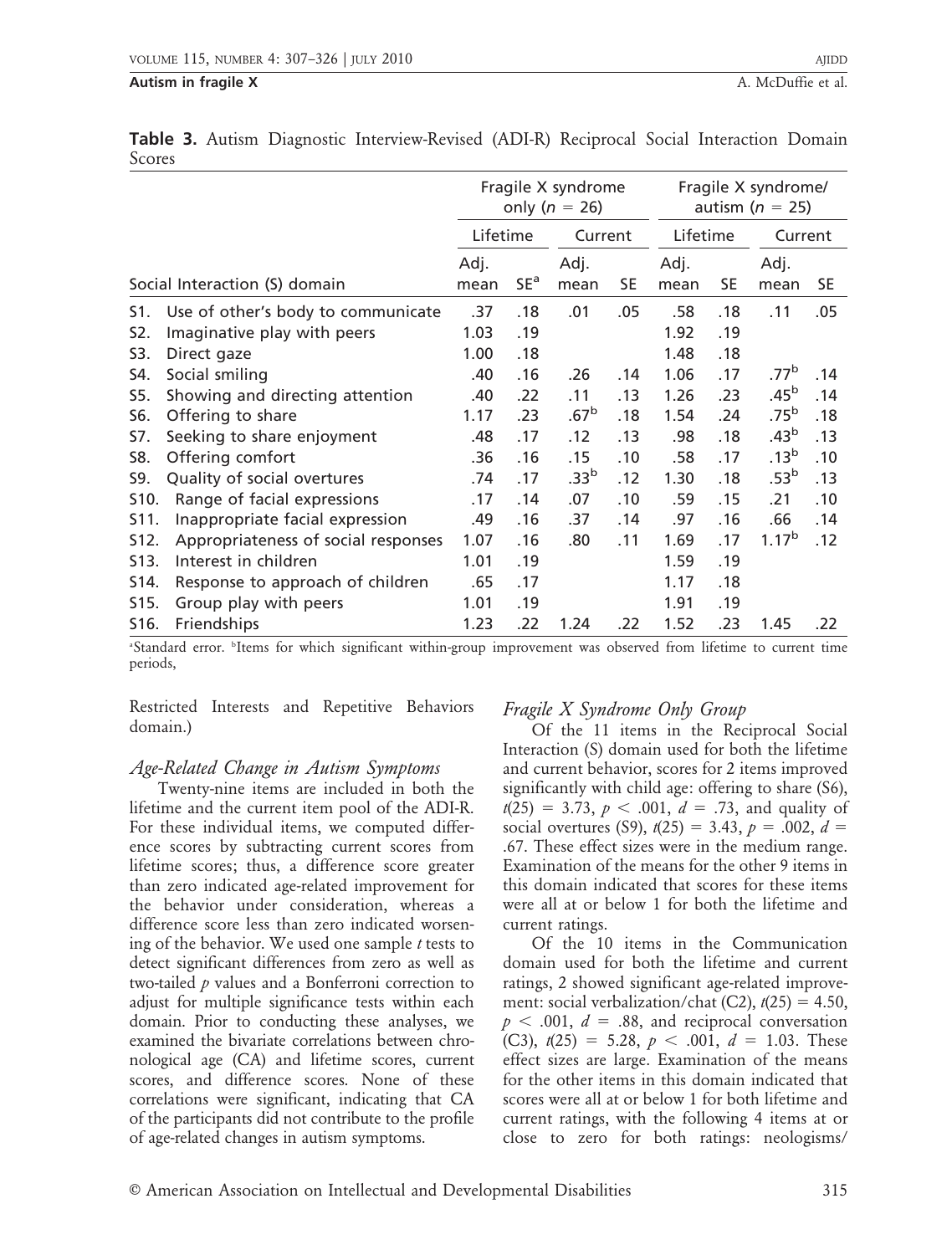**Table 3.** Autism Diagnostic Interview-Revised (ADI-R) Reciprocal Social Interaction Domain Scores

| | Fragile X syndrome only ($n$ = 26) | | | | Fragile X syndrome/ autism ($n$ = 25) | | | |
|---|---|---|---|---|---|---|---|---|
| | Lifetime | | Current | | Lifetime | | Current | |
| Social Interaction (S) domain | Adj. mean | SE[a] | Adj. mean | SE | Adj. mean | SE | Adj. mean | SE |
| S1. Use of other's body to communicate | .37 | .18 | .01 | .05 | .58 | .18 | .11 | .05 |
| S2. Imaginative play with peers | 1.03 | .19 | | | 1.92 | .19 | | |
| S3. Direct gaze | 1.00 | .18 | | | 1.48 | .18 | | |
| S4. Social smiling | .40 | .16 | .26 | .14 | 1.06 | .17 | .77[b] | .14 |
| S5. Showing and directing attention | .40 | .22 | .11 | .13 | 1.26 | .23 | .45[b] | .14 |
| S6. Offering to share | 1.17 | .23 | .67[b] | .18 | 1.54 | .24 | .75[b] | .18 |
| S7. Seeking to share enjoyment | .48 | .17 | .12 | .13 | .98 | .18 | .43[b] | .13 |
| S8. Offering comfort | .36 | .16 | .15 | .10 | .58 | .17 | .13[b] | .10 |
| S9. Quality of social overtures | .74 | .17 | .33[b] | .12 | 1.30 | .18 | .53[b] | .13 |
| S10. Range of facial expressions | .17 | .14 | .07 | .10 | .59 | .15 | .21 | .10 |
| S11. Inappropriate facial expression | .49 | .16 | .37 | .14 | .97 | .16 | .66 | .14 |
| S12. Appropriateness of social responses | 1.07 | .16 | .80 | .11 | 1.69 | .17 | 1.17[b] | .12 |
| S13. Interest in children | 1.01 | .19 | | | 1.59 | .19 | | |
| S14. Response to approach of children | .65 | .17 | | | 1.17 | .18 | | |
| S15. Group play with peers | 1.01 | .19 | | | 1.91 | .19 | | |
| S16. Friendships | 1.23 | .22 | 1.24 | .22 | 1.52 | .23 | 1.45 | .22 |

[a]Standard error. [b]Items for which significant within-group improvement was observed from lifetime to current time periods,

Restricted Interests and Repetitive Behaviors domain.)

### *Age-Related Change in Autism Symptoms*

Twenty-nine items are included in both the lifetime and the current item pool of the ADI-R. For these individual items, we computed difference scores by subtracting current scores from lifetime scores; thus, a difference score greater than zero indicated age-related improvement for the behavior under consideration, whereas a difference score less than zero indicated worsening of the behavior. We used one sample $t$ tests to detect significant differences from zero as well as two-tailed $p$ values and a Bonferroni correction to adjust for multiple significance tests within each domain. Prior to conducting these analyses, we examined the bivariate correlations between chronological age (CA) and lifetime scores, current scores, and difference scores. None of these correlations were significant, indicating that CA of the participants did not contribute to the profile of age-related changes in autism symptoms.

### *Fragile X Syndrome Only Group*

Of the 11 items in the Reciprocal Social Interaction (S) domain used for both the lifetime and current behavior, scores for 2 items improved significantly with child age: offering to share (S6), $t(25) = 3.73$, $p < .001$, $d = .73$, and quality of social overtures (S9), $t(25) = 3.43$, $p = .002$, $d = .67$. These effect sizes were in the medium range. Examination of the means for the other 9 items in this domain indicated that scores for these items were all at or below 1 for both the lifetime and current ratings.

Of the 10 items in the Communication domain used for both the lifetime and current ratings, 2 showed significant age-related improvement: social verbalization/chat (C2), $t(25) = 4.50$, $p < .001$, $d = .88$, and reciprocal conversation (C3), $t(25) = 5.28$, $p < .001$, $d = 1.03$. These effect sizes are large. Examination of the means for the other items in this domain indicated that scores were all at or below 1 for both lifetime and current ratings, with the following 4 items at or close to zero for both ratings: neologisms/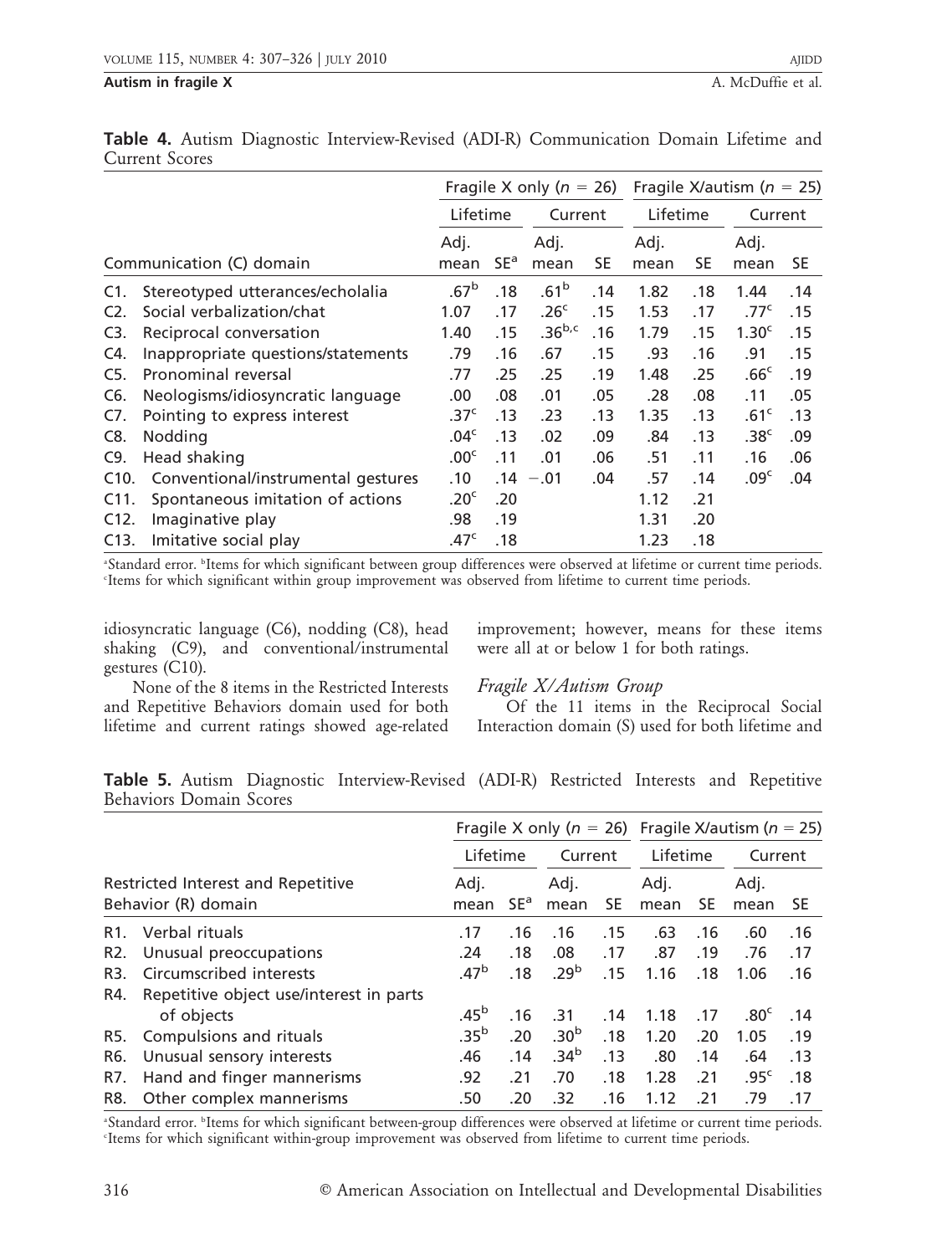**Table 4.** Autism Diagnostic Interview-Revised (ADI-R) Communication Domain Lifetime and Current Scores

| Communication (C) domain | Fragile X only ($n$ = 26) | | | | Fragile X/autism ($n$ = 25) | | | |
|---|---|---|---|---|---|---|---|---|
| | Lifetime | | Current | | Lifetime | | Current | |
| | Adj. mean | SE[a] | Adj. mean | SE | Adj. mean | SE | Adj. mean | SE |
| C1. Stereotyped utterances/echolalia | .67[b] | .18 | .61[b] | .14 | 1.82 | .18 | 1.44 | .14 |
| C2. Social verbalization/chat | 1.07 | .17 | .26[c] | .15 | 1.53 | .17 | .77[c] | .15 |
| C3. Reciprocal conversation | 1.40 | .15 | .36[b,c] | .16 | 1.79 | .15 | 1.30[c] | .15 |
| C4. Inappropriate questions/statements | .79 | .16 | .67 | .15 | .93 | .16 | .91 | .15 |
| C5. Pronominal reversal | .77 | .25 | .25 | .19 | 1.48 | .25 | .66[c] | .19 |
| C6. Neologisms/idiosyncratic language | .00 | .08 | .01 | .05 | .28 | .08 | .11 | .05 |
| C7. Pointing to express interest | .37[c] | .13 | .23 | .13 | 1.35 | .13 | .61[c] | .13 |
| C8. Nodding | .04[c] | .13 | .02 | .09 | .84 | .13 | .38[c] | .09 |
| C9. Head shaking | .00[c] | .11 | .01 | .06 | .51 | .11 | .16 | .06 |
| C10. Conventional/instrumental gestures | .10 | .14 | −.01 | .04 | .57 | .14 | .09[c] | .04 |
| C11. Spontaneous imitation of actions | .20[c] | .20 | | | 1.12 | .21 | | |
| C12. Imaginative play | .98 | .19 | | | 1.31 | .20 | | |
| C13. Imitative social play | .47[c] | .18 | | | 1.23 | .18 | | |

[a]Standard error. [b]Items for which significant between group differences were observed at lifetime or current time periods. [c]Items for which significant within group improvement was observed from lifetime to current time periods.

idiosyncratic language (C6), nodding (C8), head shaking (C9), and conventional/instrumental gestures (C10).

None of the 8 items in the Restricted Interests and Repetitive Behaviors domain used for both lifetime and current ratings showed age-related improvement; however, means for these items were all at or below 1 for both ratings.

### *Fragile X/Autism Group*

Of the 11 items in the Reciprocal Social Interaction domain (S) used for both lifetime and

**Table 5.** Autism Diagnostic Interview-Revised (ADI-R) Restricted Interests and Repetitive Behaviors Domain Scores

| Restricted Interest and Repetitive Behavior (R) domain | Fragile X only ($n$ = 26) | | | | Fragile X/autism ($n$ = 25) | | | |
|---|---|---|---|---|---|---|---|---|
| | Lifetime | | Current | | Lifetime | | Current | |
| | Adj. mean | SE[a] | Adj. mean | SE | Adj. mean | SE | Adj. mean | SE |
| R1. Verbal rituals | .17 | .16 | .16 | .15 | .63 | .16 | .60 | .16 |
| R2. Unusual preoccupations | .24 | .18 | .08 | .17 | .87 | .19 | .76 | .17 |
| R3. Circumscribed interests | .47[b] | .18 | .29[b] | .15 | 1.16 | .18 | 1.06 | .16 |
| R4. Repetitive object use/interest in parts of objects | .45[b] | .16 | .31 | .14 | 1.18 | .17 | .80[c] | .14 |
| R5. Compulsions and rituals | .35[b] | .20 | .30[b] | .18 | 1.20 | .20 | 1.05 | .19 |
| R6. Unusual sensory interests | .46 | .14 | .34[b] | .13 | .80 | .14 | .64 | .13 |
| R7. Hand and finger mannerisms | .92 | .21 | .70 | .18 | 1.28 | .21 | .95[c] | .18 |
| R8. Other complex mannerisms | .50 | .20 | .32 | .16 | 1.12 | .21 | .79 | .17 |

[a]Standard error. [b]Items for which significant between-group differences were observed at lifetime or current time periods. [c]Items for which significant within-group improvement was observed from lifetime to current time periods.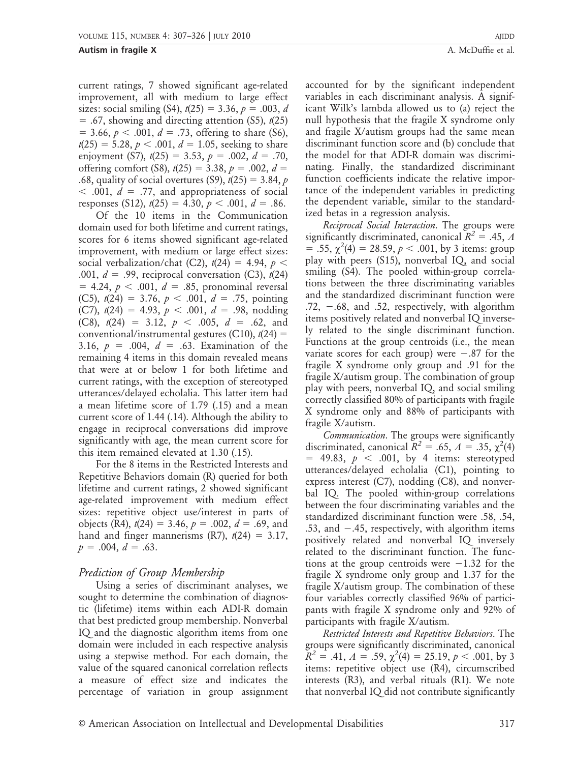current ratings, 7 showed significant age-related improvement, all with medium to large effect sizes: social smiling (S4), $t(25) = 3.36$, $p = .003$, $d = .67$, showing and directing attention (S5), $t(25) = 3.66$, $p < .001$, $d = .73$, offering to share (S6), $t(25) = 5.28$, $p < .001$, $d = 1.05$, seeking to share enjoyment (S7), $t(25) = 3.53$, $p = .002$, $d = .70$, offering comfort (S8), $t(25) = 3.38$, $p = .002$, $d = .68$, quality of social overtures (S9), $t(25) = 3.84$, $p < .001$, $d = .77$, and appropriateness of social responses (S12), $t(25) = 4.30$, $p < .001$, $d = .86$.

Of the 10 items in the Communication domain used for both lifetime and current ratings, scores for 6 items showed significant age-related improvement, with medium or large effect sizes: social verbalization/chat (C2), $t(24) = 4.94$, $p < .001$, $d = .99$, reciprocal conversation (C3), $t(24) = 4.24$, $p < .001$, $d = .85$, pronominal reversal (C5), $t(24) = 3.76$, $p < .001$, $d = .75$, pointing (C7), $t(24) = 4.93$, $p < .001$, $d = .98$, nodding (C8), $t(24) = 3.12$, $p < .005$, $d = .62$, and conventional/instrumental gestures (C10), $t(24) = 3.16$, $p = .004$, $d = .63$. Examination of the remaining 4 items in this domain revealed means that were at or below 1 for both lifetime and current ratings, with the exception of stereotyped utterances/delayed echolalia. This latter item had a mean lifetime score of 1.79 (.15) and a mean current score of 1.44 (.14). Although the ability to engage in reciprocal conversations did improve significantly with age, the mean current score for this item remained elevated at 1.30 (.15).

For the 8 items in the Restricted Interests and Repetitive Behaviors domain (R) queried for both lifetime and current ratings, 2 showed significant age-related improvement with medium effect sizes: repetitive object use/interest in parts of objects (R4), $t(24) = 3.46$, $p = .002$, $d = .69$, and hand and finger mannerisms (R7), $t(24) = 3.17$, $p = .004$, $d = .63$.

## *Prediction of Group Membership*

Using a series of discriminant analyses, we sought to determine the combination of diagnostic (lifetime) items within each ADI-R domain that best predicted group membership. Nonverbal IQ and the diagnostic algorithm items from one domain were included in each respective analysis using a stepwise method. For each domain, the value of the squared canonical correlation reflects a measure of effect size and indicates the percentage of variation in group assignment accounted for by the significant independent variables in each discriminant analysis. A significant Wilk's lambda allowed us to (a) reject the null hypothesis that the fragile X syndrome only and fragile X/autism groups had the same mean discriminant function score and (b) conclude that the model for that ADI-R domain was discriminating. Finally, the standardized discriminant function coefficients indicate the relative importance of the independent variables in predicting the dependent variable, similar to the standardized betas in a regression analysis.

*Reciprocal Social Interaction*. The groups were significantly discriminated, canonical $R^2 = .45$, $\Lambda = .55$, $\chi^2(4) = 28.59$, $p < .001$, by 3 items: group play with peers (S15), nonverbal IQ, and social smiling (S4). The pooled within-group correlations between the three discriminating variables and the standardized discriminant function were .72, −.68, and .52, respectively, with algorithm items positively related and nonverbal IQ inversely related to the single discriminant function. Functions at the group centroids (i.e., the mean variate scores for each group) were −.87 for the fragile X syndrome only group and .91 for the fragile X/autism group. The combination of group play with peers, nonverbal IQ, and social smiling correctly classified 80% of participants with fragile X syndrome only and 88% of participants with fragile X/autism.

*Communication*. The groups were significantly discriminated, canonical $R^2 = .65$, $\Lambda = .35$, $\chi^2(4) = 49.83$, $p < .001$, by 4 items: stereotyped utterances/delayed echolalia (C1), pointing to express interest (C7), nodding (C8), and nonverbal IQ. The pooled within-group correlations between the four discriminating variables and the standardized discriminant function were .58, .54, .53, and −.45, respectively, with algorithm items positively related and nonverbal IQ inversely related to the discriminant function. The functions at the group centroids were −1.32 for the fragile X syndrome only group and 1.37 for the fragile X/autism group. The combination of these four variables correctly classified 96% of participants with fragile X syndrome only and 92% of participants with fragile X/autism.

*Restricted Interests and Repetitive Behaviors*. The groups were significantly discriminated, canonical $R^2 = .41$, $\Lambda = .59$, $\chi^2(4) = 25.19$, $p < .001$, by 3 items: repetitive object use (R4), circumscribed interests (R3), and verbal rituals (R1). We note that nonverbal IQ did not contribute significantly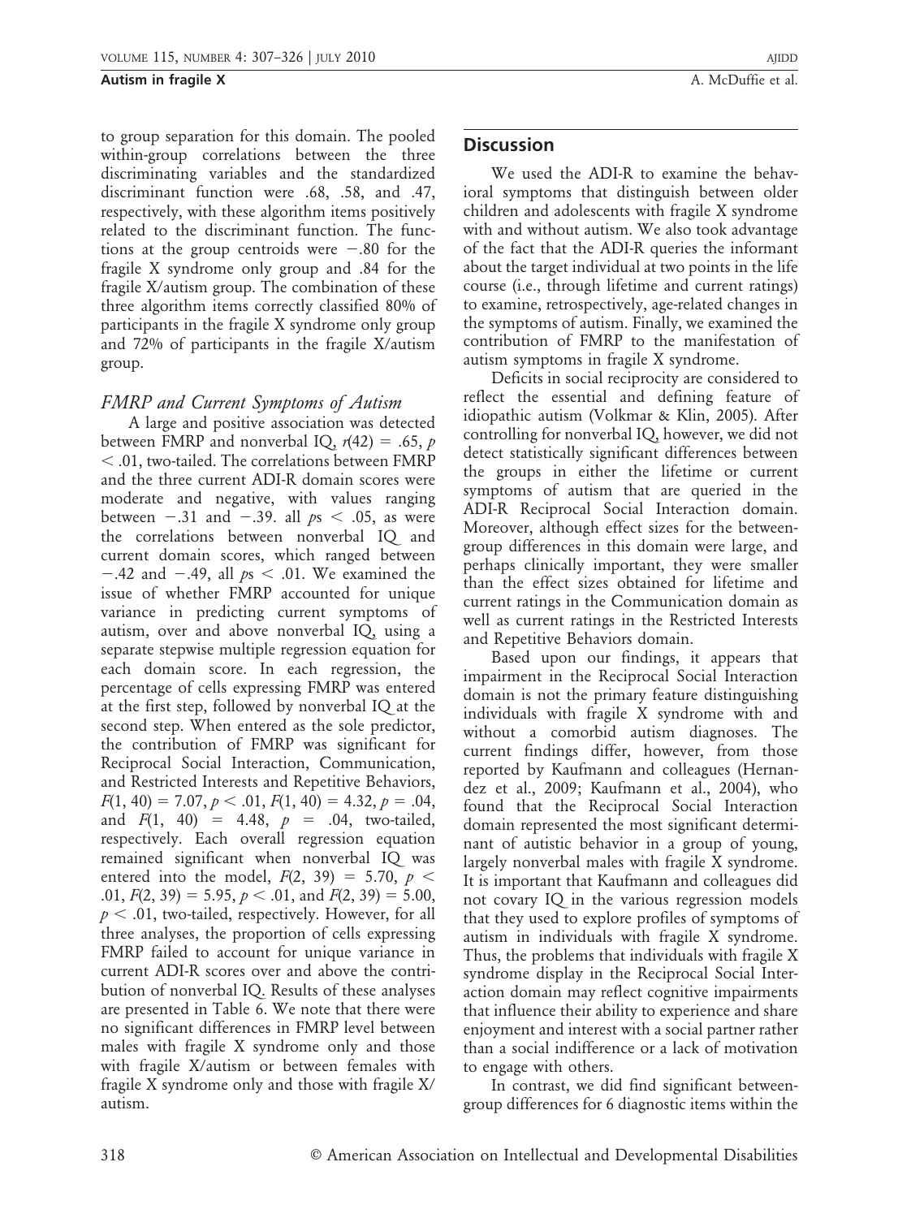to group separation for this domain. The pooled within-group correlations between the three discriminating variables and the standardized discriminant function were .68, .58, and .47, respectively, with these algorithm items positively related to the discriminant function. The functions at the group centroids were −.80 for the fragile X syndrome only group and .84 for the fragile X/autism group. The combination of these three algorithm items correctly classified 80% of participants in the fragile X syndrome only group and 72% of participants in the fragile X/autism group.

### *FMRP and Current Symptoms of Autism*

A large and positive association was detected between FMRP and nonverbal IQ, $r(42) = .65$, $p < .01$, two-tailed. The correlations between FMRP and the three current ADI-R domain scores were moderate and negative, with values ranging between −.31 and −.39. all $p$s $< .05$, as were the correlations between nonverbal IQ and current domain scores, which ranged between −.42 and −.49, all $p$s $< .01$. We examined the issue of whether FMRP accounted for unique variance in predicting current symptoms of autism, over and above nonverbal IQ, using a separate stepwise multiple regression equation for each domain score. In each regression, the percentage of cells expressing FMRP was entered at the first step, followed by nonverbal IQ at the second step. When entered as the sole predictor, the contribution of FMRP was significant for Reciprocal Social Interaction, Communication, and Restricted Interests and Repetitive Behaviors, $F(1, 40) = 7.07$, $p < .01$, $F(1, 40) = 4.32$, $p = .04$, and $F(1, 40) = 4.48$, $p = .04$, two-tailed, respectively. Each overall regression equation remained significant when nonverbal IQ was entered into the model, $F(2, 39) = 5.70$, $p < .01$, $F(2, 39) = 5.95$, $p < .01$, and $F(2, 39) = 5.00$, $p < .01$, two-tailed, respectively. However, for all three analyses, the proportion of cells expressing FMRP failed to account for unique variance in current ADI-R scores over and above the contribution of nonverbal IQ. Results of these analyses are presented in Table 6. We note that there were no significant differences in FMRP level between males with fragile X syndrome only and those with fragile X/autism or between females with fragile X syndrome only and those with fragile X/autism.

## Discussion

We used the ADI-R to examine the behavioral symptoms that distinguish between older children and adolescents with fragile X syndrome with and without autism. We also took advantage of the fact that the ADI-R queries the informant about the target individual at two points in the life course (i.e., through lifetime and current ratings) to examine, retrospectively, age-related changes in the symptoms of autism. Finally, we examined the contribution of FMRP to the manifestation of autism symptoms in fragile X syndrome.

Deficits in social reciprocity are considered to reflect the essential and defining feature of idiopathic autism (Volkmar & Klin, 2005). After controlling for nonverbal IQ, however, we did not detect statistically significant differences between the groups in either the lifetime or current symptoms of autism that are queried in the ADI-R Reciprocal Social Interaction domain. Moreover, although effect sizes for the between-group differences in this domain were large, and perhaps clinically important, they were smaller than the effect sizes obtained for lifetime and current ratings in the Communication domain as well as current ratings in the Restricted Interests and Repetitive Behaviors domain.

Based upon our findings, it appears that impairment in the Reciprocal Social Interaction domain is not the primary feature distinguishing individuals with fragile X syndrome with and without a comorbid autism diagnoses. The current findings differ, however, from those reported by Kaufmann and colleagues (Hernandez et al., 2009; Kaufmann et al., 2004), who found that the Reciprocal Social Interaction domain represented the most significant determinant of autistic behavior in a group of young, largely nonverbal males with fragile X syndrome. It is important that Kaufmann and colleagues did not covary IQ in the various regression models that they used to explore profiles of symptoms of autism in individuals with fragile X syndrome. Thus, the problems that individuals with fragile X syndrome display in the Reciprocal Social Interaction domain may reflect cognitive impairments that influence their ability to experience and share enjoyment and interest with a social partner rather than a social indifference or a lack of motivation to engage with others.

In contrast, we did find significant between-group differences for 6 diagnostic items within the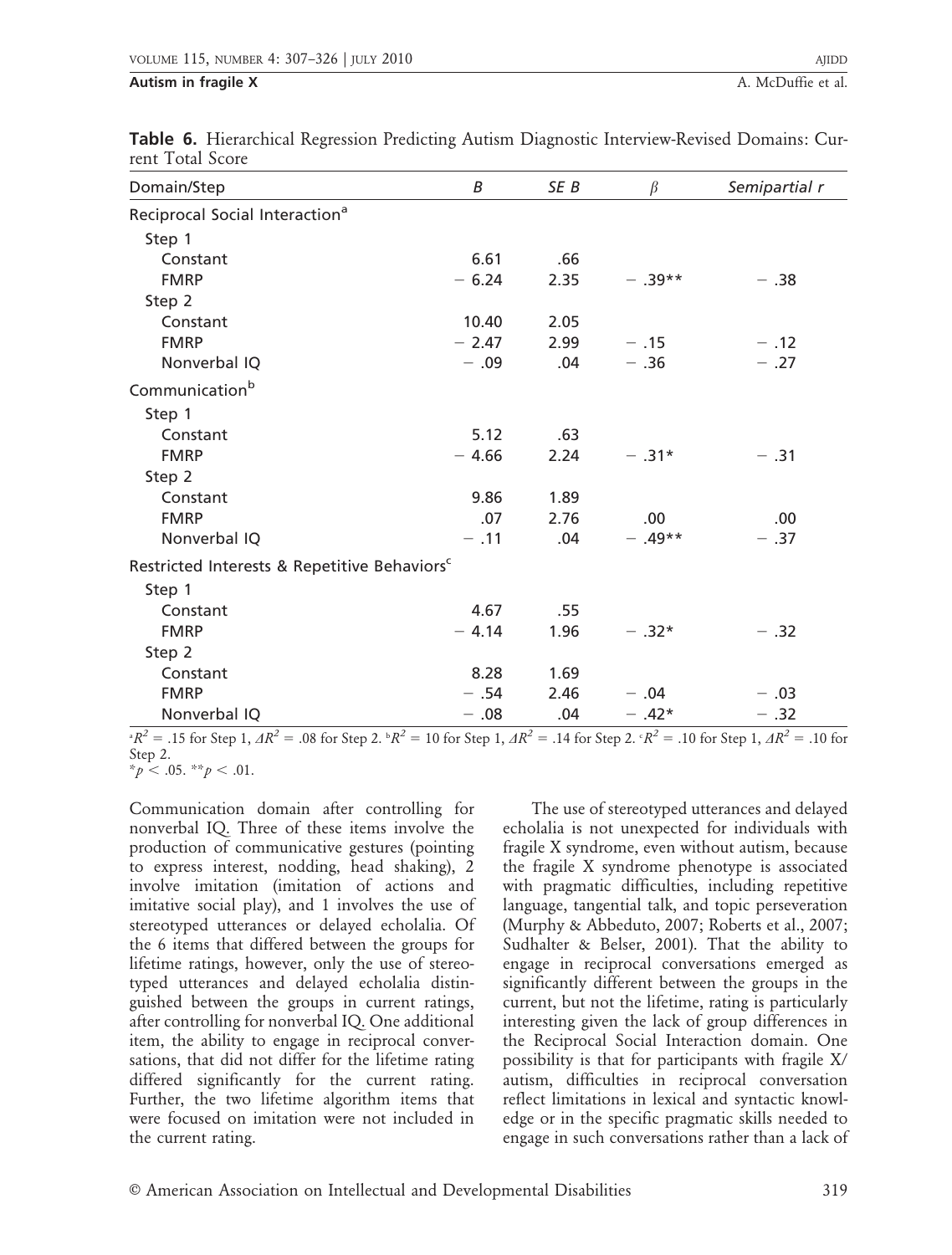**Table 6.** Hierarchical Regression Predicting Autism Diagnostic Interview-Revised Domains: Current Total Score

| Domain/Step | *B* | *SE B* | $\beta$ | *Semipartial r* |
|---|---|---|---|---|
| Reciprocal Social Interaction[a] | | | | |
| Step 1 | | | | |
| Constant | 6.61 | .66 | | |
| FMRP | − 6.24 | 2.35 | − .39** | − .38 |
| Step 2 | | | | |
| Constant | 10.40 | 2.05 | | |
| FMRP | − 2.47 | 2.99 | − .15 | − .12 |
| Nonverbal IQ | − .09 | .04 | − .36 | − .27 |
| Communication[b] | | | | |
| Step 1 | | | | |
| Constant | 5.12 | .63 | | |
| FMRP | − 4.66 | 2.24 | − .31* | − .31 |
| Step 2 | | | | |
| Constant | 9.86 | 1.89 | | |
| FMRP | .07 | 2.76 | .00 | .00 |
| Nonverbal IQ | − .11 | .04 | − .49** | − .37 |
| Restricted Interests & Repetitive Behaviors[c] | | | | |
| Step 1 | | | | |
| Constant | 4.67 | .55 | | |
| FMRP | − 4.14 | 1.96 | − .32* | − .32 |
| Step 2 | | | | |
| Constant | 8.28 | 1.69 | | |
| FMRP | − .54 | 2.46 | − .04 | − .03 |
| Nonverbal IQ | − .08 | .04 | − .42* | − .32 |

[a] $R^2$ = .15 for Step 1, $\Delta R^2$ = .08 for Step 2. [b] $R^2$ = 10 for Step 1, $\Delta R^2$ = .14 for Step 2. [c] $R^2$ = .10 for Step 1, $\Delta R^2$ = .10 for Step 2.
* $p < .05$. ** $p < .01$.

Communication domain after controlling for nonverbal IQ. Three of these items involve the production of communicative gestures (pointing to express interest, nodding, head shaking), 2 involve imitation (imitation of actions and imitative social play), and 1 involves the use of stereotyped utterances or delayed echolalia. Of the 6 items that differed between the groups for lifetime ratings, however, only the use of stereotyped utterances and delayed echolalia distinguished between the groups in current ratings, after controlling for nonverbal IQ. One additional item, the ability to engage in reciprocal conversations, that did not differ for the lifetime rating differed significantly for the current rating. Further, the two lifetime algorithm items that were focused on imitation were not included in the current rating.

The use of stereotyped utterances and delayed echolalia is not unexpected for individuals with fragile X syndrome, even without autism, because the fragile X syndrome phenotype is associated with pragmatic difficulties, including repetitive language, tangential talk, and topic perseveration (Murphy & Abbeduto, 2007; Roberts et al., 2007; Sudhalter & Belser, 2001). That the ability to engage in reciprocal conversations emerged as significantly different between the groups in the current, but not the lifetime, rating is particularly interesting given the lack of group differences in the Reciprocal Social Interaction domain. One possibility is that for participants with fragile X/autism, difficulties in reciprocal conversation reflect limitations in lexical and syntactic knowledge or in the specific pragmatic skills needed to engage in such conversations rather than a lack of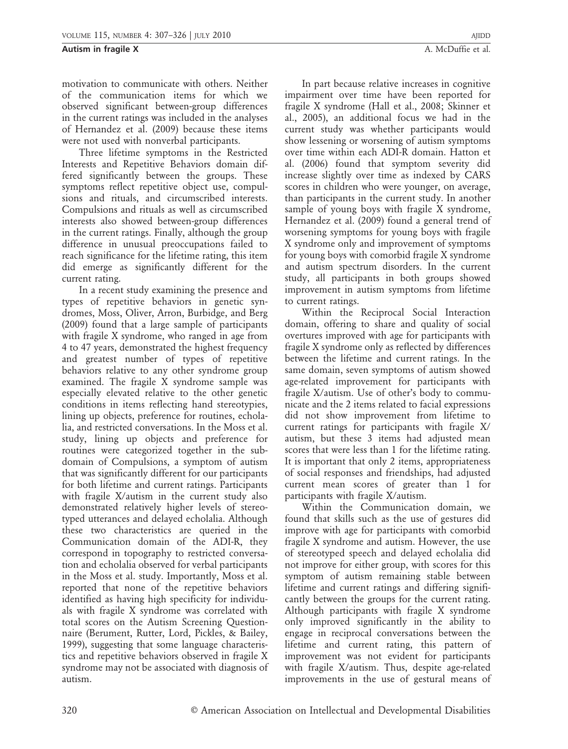motivation to communicate with others. Neither of the communication items for which we observed significant between-group differences in the current ratings was included in the analyses of Hernandez et al. (2009) because these items were not used with nonverbal participants.

Three lifetime symptoms in the Restricted Interests and Repetitive Behaviors domain differed significantly between the groups. These symptoms reflect repetitive object use, compulsions and rituals, and circumscribed interests. Compulsions and rituals as well as circumscribed interests also showed between-group differences in the current ratings. Finally, although the group difference in unusual preoccupations failed to reach significance for the lifetime rating, this item did emerge as significantly different for the current rating.

In a recent study examining the presence and types of repetitive behaviors in genetic syndromes, Moss, Oliver, Arron, Burbidge, and Berg (2009) found that a large sample of participants with fragile X syndrome, who ranged in age from 4 to 47 years, demonstrated the highest frequency and greatest number of types of repetitive behaviors relative to any other syndrome group examined. The fragile X syndrome sample was especially elevated relative to the other genetic conditions in items reflecting hand stereotypies, lining up objects, preference for routines, echolalia, and restricted conversations. In the Moss et al. study, lining up objects and preference for routines were categorized together in the subdomain of Compulsions, a symptom of autism that was significantly different for our participants for both lifetime and current ratings. Participants with fragile X/autism in the current study also demonstrated relatively higher levels of stereotyped utterances and delayed echolalia. Although these two characteristics are queried in the Communication domain of the ADI-R, they correspond in topography to restricted conversation and echolalia observed for verbal participants in the Moss et al. study. Importantly, Moss et al. reported that none of the repetitive behaviors identified as having high specificity for individuals with fragile X syndrome was correlated with total scores on the Autism Screening Questionnaire (Berument, Rutter, Lord, Pickles, & Bailey, 1999), suggesting that some language characteristics and repetitive behaviors observed in fragile X syndrome may not be associated with diagnosis of autism.

In part because relative increases in cognitive impairment over time have been reported for fragile X syndrome (Hall et al., 2008; Skinner et al., 2005), an additional focus we had in the current study was whether participants would show lessening or worsening of autism symptoms over time within each ADI-R domain. Hatton et al. (2006) found that symptom severity did increase slightly over time as indexed by CARS scores in children who were younger, on average, than participants in the current study. In another sample of young boys with fragile X syndrome, Hernandez et al. (2009) found a general trend of worsening symptoms for young boys with fragile X syndrome only and improvement of symptoms for young boys with comorbid fragile X syndrome and autism spectrum disorders. In the current study, all participants in both groups showed improvement in autism symptoms from lifetime to current ratings.

Within the Reciprocal Social Interaction domain, offering to share and quality of social overtures improved with age for participants with fragile X syndrome only as reflected by differences between the lifetime and current ratings. In the same domain, seven symptoms of autism showed age-related improvement for participants with fragile X/autism. Use of other's body to communicate and the 2 items related to facial expressions did not show improvement from lifetime to current ratings for participants with fragile X/autism, but these 3 items had adjusted mean scores that were less than 1 for the lifetime rating. It is important that only 2 items, appropriateness of social responses and friendships, had adjusted current mean scores of greater than 1 for participants with fragile X/autism.

Within the Communication domain, we found that skills such as the use of gestures did improve with age for participants with comorbid fragile X syndrome and autism. However, the use of stereotyped speech and delayed echolalia did not improve for either group, with scores for this symptom of autism remaining stable between lifetime and current ratings and differing significantly between the groups for the current rating. Although participants with fragile X syndrome only improved significantly in the ability to engage in reciprocal conversations between the lifetime and current rating, this pattern of improvement was not evident for participants with fragile X/autism. Thus, despite age-related improvements in the use of gestural means of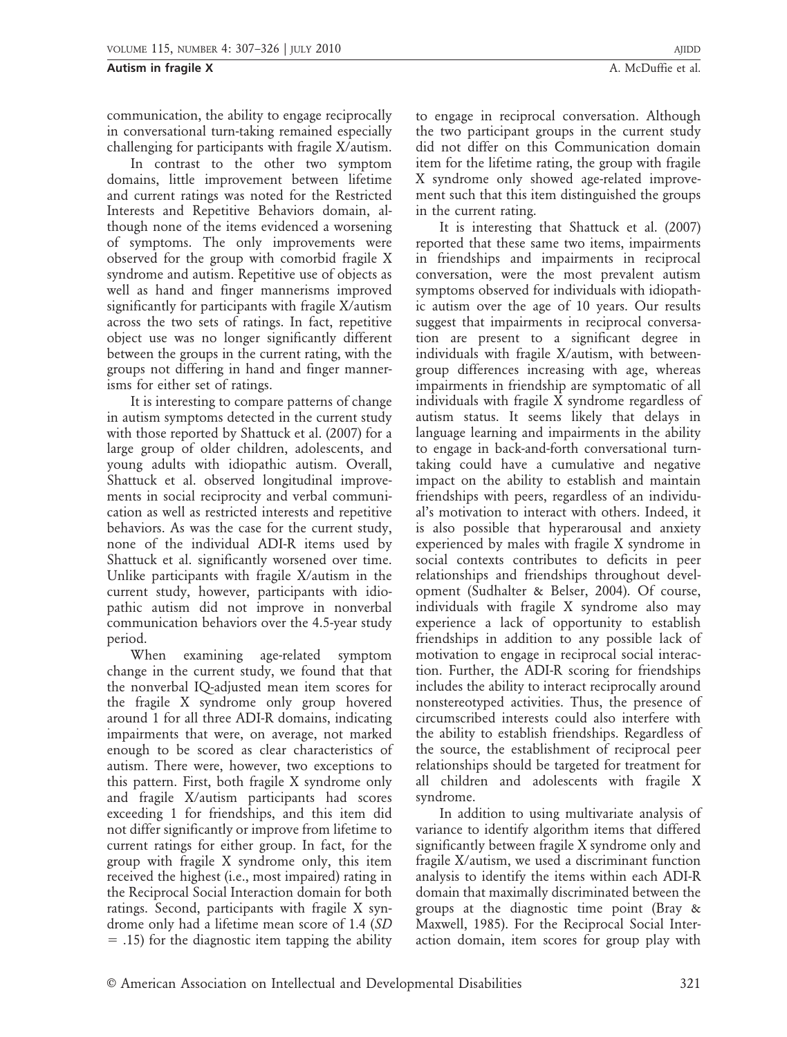communication, the ability to engage reciprocally in conversational turn-taking remained especially challenging for participants with fragile X/autism.

In contrast to the other two symptom domains, little improvement between lifetime and current ratings was noted for the Restricted Interests and Repetitive Behaviors domain, although none of the items evidenced a worsening of symptoms. The only improvements were observed for the group with comorbid fragile X syndrome and autism. Repetitive use of objects as well as hand and finger mannerisms improved significantly for participants with fragile X/autism across the two sets of ratings. In fact, repetitive object use was no longer significantly different between the groups in the current rating, with the groups not differing in hand and finger mannerisms for either set of ratings.

It is interesting to compare patterns of change in autism symptoms detected in the current study with those reported by Shattuck et al. (2007) for a large group of older children, adolescents, and young adults with idiopathic autism. Overall, Shattuck et al. observed longitudinal improvements in social reciprocity and verbal communication as well as restricted interests and repetitive behaviors. As was the case for the current study, none of the individual ADI-R items used by Shattuck et al. significantly worsened over time. Unlike participants with fragile X/autism in the current study, however, participants with idiopathic autism did not improve in nonverbal communication behaviors over the 4.5-year study period.

When examining age-related symptom change in the current study, we found that that the nonverbal IQ-adjusted mean item scores for the fragile X syndrome only group hovered around 1 for all three ADI-R domains, indicating impairments that were, on average, not marked enough to be scored as clear characteristics of autism. There were, however, two exceptions to this pattern. First, both fragile X syndrome only and fragile X/autism participants had scores exceeding 1 for friendships, and this item did not differ significantly or improve from lifetime to current ratings for either group. In fact, for the group with fragile X syndrome only, this item received the highest (i.e., most impaired) rating in the Reciprocal Social Interaction domain for both ratings. Second, participants with fragile X syndrome only had a lifetime mean score of 1.4 (*SD* = .15) for the diagnostic item tapping the ability to engage in reciprocal conversation. Although the two participant groups in the current study did not differ on this Communication domain item for the lifetime rating, the group with fragile X syndrome only showed age-related improvement such that this item distinguished the groups in the current rating.

It is interesting that Shattuck et al. (2007) reported that these same two items, impairments in friendships and impairments in reciprocal conversation, were the most prevalent autism symptoms observed for individuals with idiopathic autism over the age of 10 years. Our results suggest that impairments in reciprocal conversation are present to a significant degree in individuals with fragile X/autism, with between-group differences increasing with age, whereas impairments in friendship are symptomatic of all individuals with fragile X syndrome regardless of autism status. It seems likely that delays in language learning and impairments in the ability to engage in back-and-forth conversational turn-taking could have a cumulative and negative impact on the ability to establish and maintain friendships with peers, regardless of an individual's motivation to interact with others. Indeed, it is also possible that hyperarousal and anxiety experienced by males with fragile X syndrome in social contexts contributes to deficits in peer relationships and friendships throughout development (Sudhalter & Belser, 2004). Of course, individuals with fragile X syndrome also may experience a lack of opportunity to establish friendships in addition to any possible lack of motivation to engage in reciprocal social interaction. Further, the ADI-R scoring for friendships includes the ability to interact reciprocally around nonstereotyped activities. Thus, the presence of circumscribed interests could also interfere with the ability to establish friendships. Regardless of the source, the establishment of reciprocal peer relationships should be targeted for treatment for all children and adolescents with fragile X syndrome.

In addition to using multivariate analysis of variance to identify algorithm items that differed significantly between fragile X syndrome only and fragile X/autism, we used a discriminant function analysis to identify the items within each ADI-R domain that maximally discriminated between the groups at the diagnostic time point (Bray & Maxwell, 1985). For the Reciprocal Social Interaction domain, item scores for group play with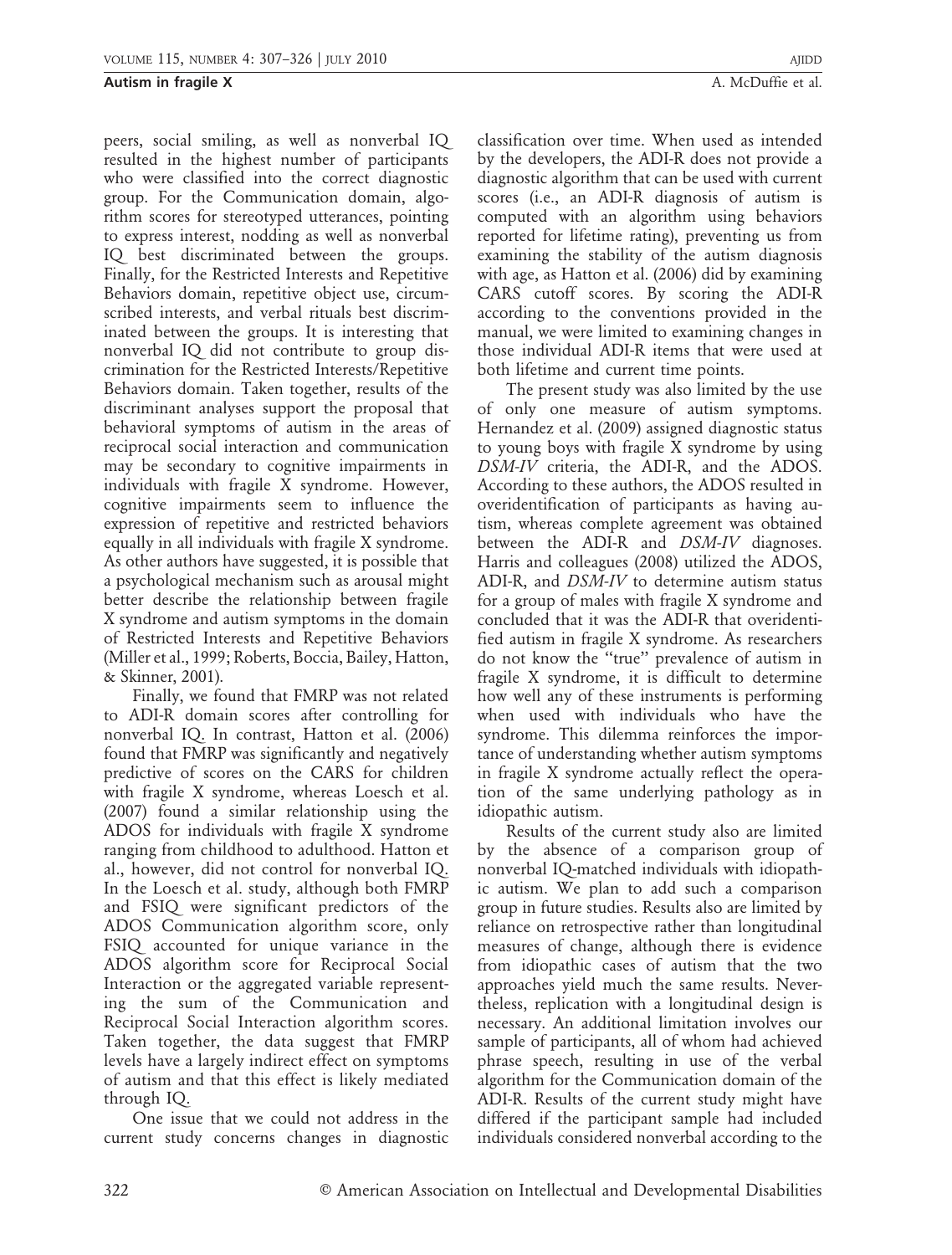peers, social smiling, as well as nonverbal IQ resulted in the highest number of participants who were classified into the correct diagnostic group. For the Communication domain, algorithm scores for stereotyped utterances, pointing to express interest, nodding as well as nonverbal IQ best discriminated between the groups. Finally, for the Restricted Interests and Repetitive Behaviors domain, repetitive object use, circumscribed interests, and verbal rituals best discriminated between the groups. It is interesting that nonverbal IQ did not contribute to group discrimination for the Restricted Interests/Repetitive Behaviors domain. Taken together, results of the discriminant analyses support the proposal that behavioral symptoms of autism in the areas of reciprocal social interaction and communication may be secondary to cognitive impairments in individuals with fragile X syndrome. However, cognitive impairments seem to influence the expression of repetitive and restricted behaviors equally in all individuals with fragile X syndrome. As other authors have suggested, it is possible that a psychological mechanism such as arousal might better describe the relationship between fragile X syndrome and autism symptoms in the domain of Restricted Interests and Repetitive Behaviors (Miller et al., 1999; Roberts, Boccia, Bailey, Hatton, & Skinner, 2001).

Finally, we found that FMRP was not related to ADI-R domain scores after controlling for nonverbal IQ. In contrast, Hatton et al. (2006) found that FMRP was significantly and negatively predictive of scores on the CARS for children with fragile X syndrome, whereas Loesch et al. (2007) found a similar relationship using the ADOS for individuals with fragile X syndrome ranging from childhood to adulthood. Hatton et al., however, did not control for nonverbal IQ. In the Loesch et al. study, although both FMRP and FSIQ were significant predictors of the ADOS Communication algorithm score, only FSIQ accounted for unique variance in the ADOS algorithm score for Reciprocal Social Interaction or the aggregated variable representing the sum of the Communication and Reciprocal Social Interaction algorithm scores. Taken together, the data suggest that FMRP levels have a largely indirect effect on symptoms of autism and that this effect is likely mediated through IQ.

One issue that we could not address in the current study concerns changes in diagnostic classification over time. When used as intended by the developers, the ADI-R does not provide a diagnostic algorithm that can be used with current scores (i.e., an ADI-R diagnosis of autism is computed with an algorithm using behaviors reported for lifetime rating), preventing us from examining the stability of the autism diagnosis with age, as Hatton et al. (2006) did by examining CARS cutoff scores. By scoring the ADI-R according to the conventions provided in the manual, we were limited to examining changes in those individual ADI-R items that were used at both lifetime and current time points.

The present study was also limited by the use of only one measure of autism symptoms. Hernandez et al. (2009) assigned diagnostic status to young boys with fragile X syndrome by using *DSM-IV* criteria, the ADI-R, and the ADOS. According to these authors, the ADOS resulted in overidentification of participants as having autism, whereas complete agreement was obtained between the ADI-R and *DSM-IV* diagnoses. Harris and colleagues (2008) utilized the ADOS, ADI-R, and *DSM-IV* to determine autism status for a group of males with fragile X syndrome and concluded that it was the ADI-R that overidentified autism in fragile X syndrome. As researchers do not know the "true" prevalence of autism in fragile X syndrome, it is difficult to determine how well any of these instruments is performing when used with individuals who have the syndrome. This dilemma reinforces the importance of understanding whether autism symptoms in fragile X syndrome actually reflect the operation of the same underlying pathology as in idiopathic autism.

Results of the current study also are limited by the absence of a comparison group of nonverbal IQ-matched individuals with idiopathic autism. We plan to add such a comparison group in future studies. Results also are limited by reliance on retrospective rather than longitudinal measures of change, although there is evidence from idiopathic cases of autism that the two approaches yield much the same results. Nevertheless, replication with a longitudinal design is necessary. An additional limitation involves our sample of participants, all of whom had achieved phrase speech, resulting in use of the verbal algorithm for the Communication domain of the ADI-R. Results of the current study might have differed if the participant sample had included individuals considered nonverbal according to the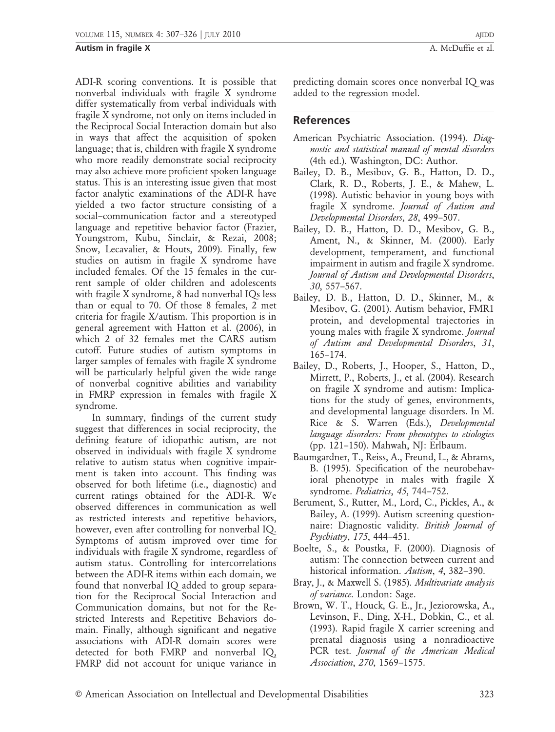ADI-R scoring conventions. It is possible that nonverbal individuals with fragile X syndrome differ systematically from verbal individuals with fragile X syndrome, not only on items included in the Reciprocal Social Interaction domain but also in ways that affect the acquisition of spoken language; that is, children with fragile X syndrome who more readily demonstrate social reciprocity may also achieve more proficient spoken language status. This is an interesting issue given that most factor analytic examinations of the ADI-R have yielded a two factor structure consisting of a social–communication factor and a stereotyped language and repetitive behavior factor (Frazier, Youngstrom, Kubu, Sinclair, & Rezai, 2008; Snow, Lecavalier, & Houts, 2009). Finally, few studies on autism in fragile X syndrome have included females. Of the 15 females in the current sample of older children and adolescents with fragile X syndrome, 8 had nonverbal IQs less than or equal to 70. Of those 8 females, 2 met criteria for fragile X/autism. This proportion is in general agreement with Hatton et al. (2006), in which 2 of 32 females met the CARS autism cutoff. Future studies of autism symptoms in larger samples of females with fragile X syndrome will be particularly helpful given the wide range of nonverbal cognitive abilities and variability in FMRP expression in females with fragile X syndrome.

In summary, findings of the current study suggest that differences in social reciprocity, the defining feature of idiopathic autism, are not observed in individuals with fragile X syndrome relative to autism status when cognitive impairment is taken into account. This finding was observed for both lifetime (i.e., diagnostic) and current ratings obtained for the ADI-R. We observed differences in communication as well as restricted interests and repetitive behaviors, however, even after controlling for nonverbal IQ. Symptoms of autism improved over time for individuals with fragile X syndrome, regardless of autism status. Controlling for intercorrelations between the ADI-R items within each domain, we found that nonverbal IQ added to group separation for the Reciprocal Social Interaction and Communication domains, but not for the Restricted Interests and Repetitive Behaviors domain. Finally, although significant and negative associations with ADI-R domain scores were detected for both FMRP and nonverbal IQ, FMRP did not account for unique variance in predicting domain scores once nonverbal IQ was added to the regression model.

## References

American Psychiatric Association. (1994). *Diagnostic and statistical manual of mental disorders* (4th ed.). Washington, DC: Author.

Bailey, D. B., Mesibov, G. B., Hatton, D. D., Clark, R. D., Roberts, J. E., & Mahew, L. (1998). Autistic behavior in young boys with fragile X syndrome. *Journal of Autism and Developmental Disorders*, *28*, 499–507.

Bailey, D. B., Hatton, D. D., Mesibov, G. B., Ament, N., & Skinner, M. (2000). Early development, temperament, and functional impairment in autism and fragile X syndrome. *Journal of Autism and Developmental Disorders*, *30*, 557–567.

Bailey, D. B., Hatton, D. D., Skinner, M., & Mesibov, G. (2001). Autism behavior, FMR1 protein, and developmental trajectories in young males with fragile X syndrome. *Journal of Autism and Developmental Disorders*, *31*, 165–174.

Bailey, D., Roberts, J., Hooper, S., Hatton, D., Mirrett, P., Roberts, J., et al. (2004). Research on fragile X syndrome and autism: Implications for the study of genes, environments, and developmental language disorders. In M. Rice & S. Warren (Eds.), *Developmental language disorders: From phenotypes to etiologies* (pp. 121–150). Mahwah, NJ: Erlbaum.

Baumgardner, T., Reiss, A., Freund, L., & Abrams, B. (1995). Specification of the neurobehavioral phenotype in males with fragile X syndrome. *Pediatrics*, *45*, 744–752.

Berument, S., Rutter, M., Lord, C., Pickles, A., & Bailey, A. (1999). Autism screening questionnaire: Diagnostic validity. *British Journal of Psychiatry*, *175*, 444–451.

Boelte, S., & Poustka, F. (2000). Diagnosis of autism: The connection between current and historical information. *Autism*, *4*, 382–390.

Bray, J., & Maxwell S. (1985). *Multivariate analysis of variance*. London: Sage.

Brown, W. T., Houck, G. E., Jr., Jeziorowska, A., Levinson, F., Ding, X-H., Dobkin, C., et al. (1993). Rapid fragile X carrier screening and prenatal diagnosis using a nonradioactive PCR test. *Journal of the American Medical Association*, *270*, 1569–1575.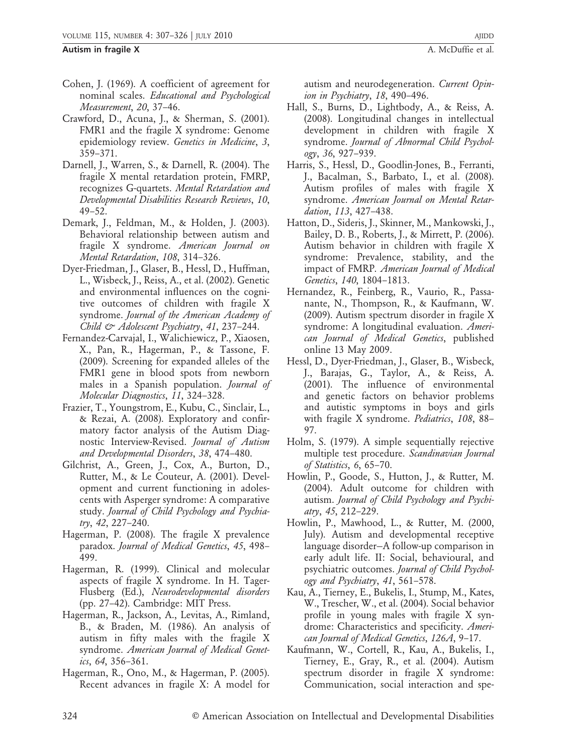Cohen, J. (1969). A coefficient of agreement for nominal scales. *Educational and Psychological Measurement*, *20*, 37–46.

Crawford, D., Acuna, J., & Sherman, S. (2001). FMR1 and the fragile X syndrome: Genome epidemiology review. *Genetics in Medicine*, *3*, 359–371.

Darnell, J., Warren, S., & Darnell, R. (2004). The fragile X mental retardation protein, FMRP, recognizes G-quartets. *Mental Retardation and Developmental Disabilities Research Reviews*, *10*, 49–52.

Demark, J., Feldman, M., & Holden, J. (2003). Behavioral relationship between autism and fragile X syndrome. *American Journal on Mental Retardation*, *108*, 314–326.

Dyer-Friedman, J., Glaser, B., Hessl, D., Huffman, L., Wisbeck, J., Reiss, A., et al. (2002). Genetic and environmental influences on the cognitive outcomes of children with fragile X syndrome. *Journal of the American Academy of Child & Adolescent Psychiatry*, *41*, 237–244.

Fernandez-Carvajal, I., Walichiewicz, P., Xiaosen, X., Pan, R., Hagerman, P., & Tassone, F. (2009). Screening for expanded alleles of the FMR1 gene in blood spots from newborn males in a Spanish population. *Journal of Molecular Diagnostics*, *11*, 324–328.

Frazier, T., Youngstrom, E., Kubu, C., Sinclair, L., & Rezai, A. (2008). Exploratory and confirmatory factor analysis of the Autism Diagnostic Interview-Revised. *Journal of Autism and Developmental Disorders*, *38*, 474–480.

Gilchrist, A., Green, J., Cox, A., Burton, D., Rutter, M., & Le Couteur, A. (2001). Development and current functioning in adolescents with Asperger syndrome: A comparative study. *Journal of Child Psychology and Psychiatry*, *42*, 227–240.

Hagerman, P. (2008). The fragile X prevalence paradox. *Journal of Medical Genetics*, *45*, 498–499.

Hagerman, R. (1999). Clinical and molecular aspects of fragile X syndrome. In H. Tager-Flusberg (Ed.), *Neurodevelopmental disorders* (pp. 27–42). Cambridge: MIT Press.

Hagerman, R., Jackson, A., Levitas, A., Rimland, B., & Braden, M. (1986). An analysis of autism in fifty males with the fragile X syndrome. *American Journal of Medical Genetics*, *64*, 356–361.

Hagerman, R., Ono, M., & Hagerman, P. (2005). Recent advances in fragile X: A model for autism and neurodegeneration. *Current Opinion in Psychiatry*, *18*, 490–496.

Hall, S., Burns, D., Lightbody, A., & Reiss, A. (2008). Longitudinal changes in intellectual development in children with fragile X syndrome. *Journal of Abnormal Child Psychology*, *36*, 927–939.

Harris, S., Hessl, D., Goodlin-Jones, B., Ferranti, J., Bacalman, S., Barbato, I., et al. (2008). Autism profiles of males with fragile X syndrome. *American Journal on Mental Retardation*, *113*, 427–438.

Hatton, D., Sideris, J., Skinner, M., Mankowski, J., Bailey, D. B., Roberts, J., & Mirrett, P. (2006). Autism behavior in children with fragile X syndrome: Prevalence, stability, and the impact of FMRP. *American Journal of Medical Genetics*, *140*, 1804–1813.

Hernandez, R., Feinberg, R., Vaurio, R., Passanante, N., Thompson, R., & Kaufmann, W. (2009). Autism spectrum disorder in fragile X syndrome: A longitudinal evaluation. *American Journal of Medical Genetics*, published online 13 May 2009.

Hessl, D., Dyer-Friedman, J., Glaser, B., Wisbeck, J., Barajas, G., Taylor, A., & Reiss, A. (2001). The influence of environmental and genetic factors on behavior problems and autistic symptoms in boys and girls with fragile X syndrome. *Pediatrics*, *108*, 88–97.

Holm, S. (1979). A simple sequentially rejective multiple test procedure. *Scandinavian Journal of Statistics*, *6*, 65–70.

Howlin, P., Goode, S., Hutton, J., & Rutter, M. (2004). Adult outcome for children with autism. *Journal of Child Psychology and Psychiatry*, *45*, 212–229.

Howlin, P., Mawhood, L., & Rutter, M. (2000, July). Autism and developmental receptive language disorder–A follow-up comparison in early adult life. II: Social, behavioural, and psychiatric outcomes. *Journal of Child Psychology and Psychiatry*, *41*, 561–578.

Kau, A., Tierney, E., Bukelis, I., Stump, M., Kates, W., Trescher, W., et al. (2004). Social behavior profile in young males with fragile X syndrome: Characteristics and specificity. *American Journal of Medical Genetics*, *126A*, 9–17.

Kaufmann, W., Cortell, R., Kau, A., Bukelis, I., Tierney, E., Gray, R., et al. (2004). Autism spectrum disorder in fragile X syndrome: Communication, social interaction and spe-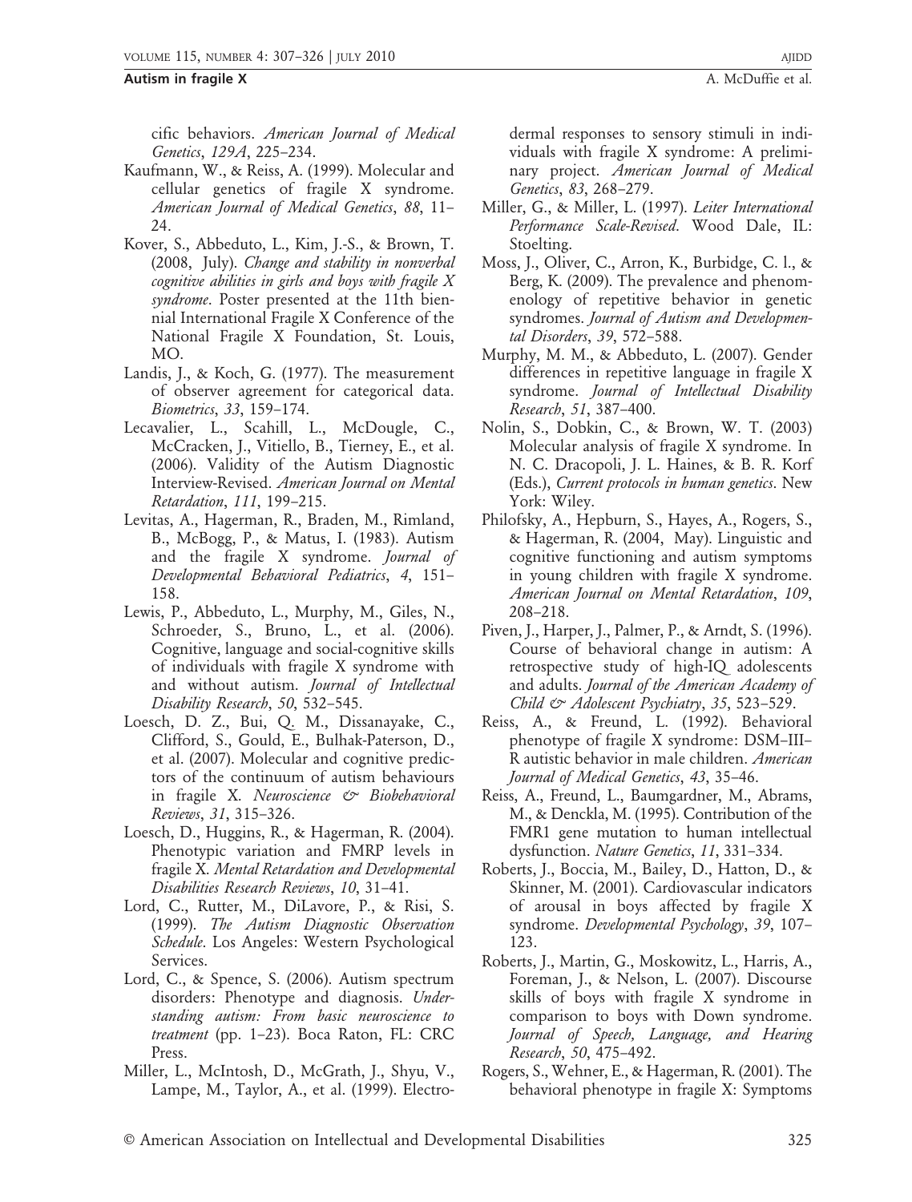cific behaviors. *American Journal of Medical Genetics*, *129A*, 225–234.

Kaufmann, W., & Reiss, A. (1999). Molecular and cellular genetics of fragile X syndrome. *American Journal of Medical Genetics*, *88*, 11–24.

Kover, S., Abbeduto, L., Kim, J.-S., & Brown, T. (2008, July). *Change and stability in nonverbal cognitive abilities in girls and boys with fragile X syndrome*. Poster presented at the 11th biennial International Fragile X Conference of the National Fragile X Foundation, St. Louis, MO.

Landis, J., & Koch, G. (1977). The measurement of observer agreement for categorical data. *Biometrics*, *33*, 159–174.

Lecavalier, L., Scahill, L., McDougle, C., McCracken, J., Vitiello, B., Tierney, E., et al. (2006). Validity of the Autism Diagnostic Interview-Revised. *American Journal on Mental Retardation*, *111*, 199–215.

Levitas, A., Hagerman, R., Braden, M., Rimland, B., McBogg, P., & Matus, I. (1983). Autism and the fragile X syndrome. *Journal of Developmental Behavioral Pediatrics*, *4*, 151–158.

Lewis, P., Abbeduto, L., Murphy, M., Giles, N., Schroeder, S., Bruno, L., et al. (2006). Cognitive, language and social-cognitive skills of individuals with fragile X syndrome with and without autism. *Journal of Intellectual Disability Research*, *50*, 532–545.

Loesch, D. Z., Bui, Q. M., Dissanayake, C., Clifford, S., Gould, E., Bulhak-Paterson, D., et al. (2007). Molecular and cognitive predictors of the continuum of autism behaviours in fragile X. *Neuroscience & Biobehavioral Reviews*, *31*, 315–326.

Loesch, D., Huggins, R., & Hagerman, R. (2004). Phenotypic variation and FMRP levels in fragile X. *Mental Retardation and Developmental Disabilities Research Reviews*, *10*, 31–41.

Lord, C., Rutter, M., DiLavore, P., & Risi, S. (1999). *The Autism Diagnostic Observation Schedule*. Los Angeles: Western Psychological Services.

Lord, C., & Spence, S. (2006). Autism spectrum disorders: Phenotype and diagnosis. *Understanding autism: From basic neuroscience to treatment* (pp. 1–23). Boca Raton, FL: CRC Press.

Miller, L., McIntosh, D., McGrath, J., Shyu, V., Lampe, M., Taylor, A., et al. (1999). Electrodermal responses to sensory stimuli in individuals with fragile X syndrome: A preliminary project. *American Journal of Medical Genetics*, *83*, 268–279.

Miller, G., & Miller, L. (1997). *Leiter International Performance Scale-Revised*. Wood Dale, IL: Stoelting.

Moss, J., Oliver, C., Arron, K., Burbidge, C. l., & Berg, K. (2009). The prevalence and phenomenology of repetitive behavior in genetic syndromes. *Journal of Autism and Developmental Disorders*, *39*, 572–588.

Murphy, M. M., & Abbeduto, L. (2007). Gender differences in repetitive language in fragile X syndrome. *Journal of Intellectual Disability Research*, *51*, 387–400.

Nolin, S., Dobkin, C., & Brown, W. T. (2003) Molecular analysis of fragile X syndrome. In N. C. Dracopoli, J. L. Haines, & B. R. Korf (Eds.), *Current protocols in human genetics*. New York: Wiley.

Philofsky, A., Hepburn, S., Hayes, A., Rogers, S., & Hagerman, R. (2004, May). Linguistic and cognitive functioning and autism symptoms in young children with fragile X syndrome. *American Journal on Mental Retardation*, *109*, 208–218.

Piven, J., Harper, J., Palmer, P., & Arndt, S. (1996). Course of behavioral change in autism: A retrospective study of high-IQ adolescents and adults. *Journal of the American Academy of Child & Adolescent Psychiatry*, *35*, 523–529.

Reiss, A., & Freund, L. (1992). Behavioral phenotype of fragile X syndrome: DSM–III–R autistic behavior in male children. *American Journal of Medical Genetics*, *43*, 35–46.

Reiss, A., Freund, L., Baumgardner, M., Abrams, M., & Denckla, M. (1995). Contribution of the FMR1 gene mutation to human intellectual dysfunction. *Nature Genetics*, *11*, 331–334.

Roberts, J., Boccia, M., Bailey, D., Hatton, D., & Skinner, M. (2001). Cardiovascular indicators of arousal in boys affected by fragile X syndrome. *Developmental Psychology*, *39*, 107–123.

Roberts, J., Martin, G., Moskowitz, L., Harris, A., Foreman, J., & Nelson, L. (2007). Discourse skills of boys with fragile X syndrome in comparison to boys with Down syndrome. *Journal of Speech, Language, and Hearing Research*, *50*, 475–492.

Rogers, S., Wehner, E., & Hagerman, R. (2001). The behavioral phenotype in fragile X: Symptoms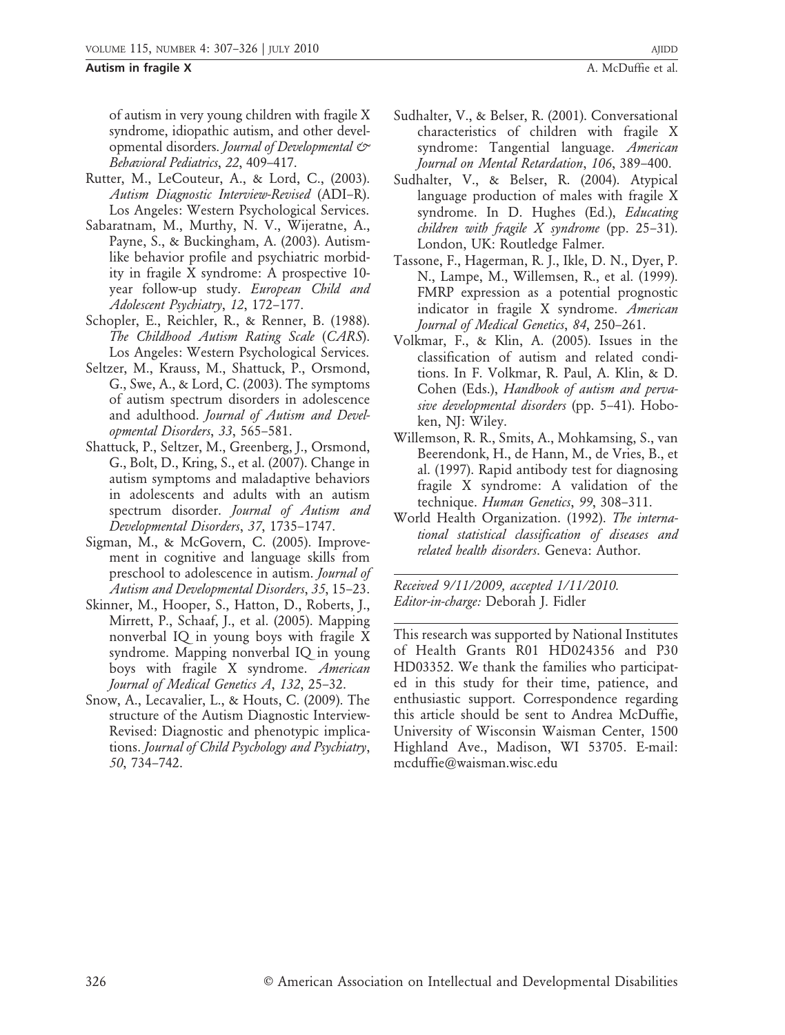of autism in very young children with fragile X syndrome, idiopathic autism, and other developmental disorders. *Journal of Developmental & Behavioral Pediatrics*, *22*, 409–417.

Rutter, M., LeCouteur, A., & Lord, C., (2003). *Autism Diagnostic Interview-Revised* (ADI–R). Los Angeles: Western Psychological Services.

Sabaratnam, M., Murthy, N. V., Wijeratne, A., Payne, S., & Buckingham, A. (2003). Autism-like behavior profile and psychiatric morbidity in fragile X syndrome: A prospective 10-year follow-up study. *European Child and Adolescent Psychiatry*, *12*, 172–177.

Schopler, E., Reichler, R., & Renner, B. (1988). *The Childhood Autism Rating Scale* (*CARS*). Los Angeles: Western Psychological Services.

Seltzer, M., Krauss, M., Shattuck, P., Orsmond, G., Swe, A., & Lord, C. (2003). The symptoms of autism spectrum disorders in adolescence and adulthood. *Journal of Autism and Developmental Disorders*, *33*, 565–581.

Shattuck, P., Seltzer, M., Greenberg, J., Orsmond, G., Bolt, D., Kring, S., et al. (2007). Change in autism symptoms and maladaptive behaviors in adolescents and adults with an autism spectrum disorder. *Journal of Autism and Developmental Disorders*, *37*, 1735–1747.

Sigman, M., & McGovern, C. (2005). Improvement in cognitive and language skills from preschool to adolescence in autism. *Journal of Autism and Developmental Disorders*, *35*, 15–23.

Skinner, M., Hooper, S., Hatton, D., Roberts, J., Mirrett, P., Schaaf, J., et al. (2005). Mapping nonverbal IQ in young boys with fragile X syndrome. Mapping nonverbal IQ in young boys with fragile X syndrome. *American Journal of Medical Genetics A*, *132*, 25–32.

Snow, A., Lecavalier, L., & Houts, C. (2009). The structure of the Autism Diagnostic Interview-Revised: Diagnostic and phenotypic implications. *Journal of Child Psychology and Psychiatry*, *50*, 734–742.

Sudhalter, V., & Belser, R. (2001). Conversational characteristics of children with fragile X syndrome: Tangential language. *American Journal on Mental Retardation*, *106*, 389–400.

Sudhalter, V., & Belser, R. (2004). Atypical language production of males with fragile X syndrome. In D. Hughes (Ed.), *Educating children with fragile X syndrome* (pp. 25–31). London, UK: Routledge Falmer.

Tassone, F., Hagerman, R. J., Ikle, D. N., Dyer, P. N., Lampe, M., Willemsen, R., et al. (1999). FMRP expression as a potential prognostic indicator in fragile X syndrome. *American Journal of Medical Genetics*, *84*, 250–261.

Volkmar, F., & Klin, A. (2005). Issues in the classification of autism and related conditions. In F. Volkmar, R. Paul, A. Klin, & D. Cohen (Eds.), *Handbook of autism and pervasive developmental disorders* (pp. 5–41). Hoboken, NJ: Wiley.

Willemson, R. R., Smits, A., Mohkamsing, S., van Beerendonk, H., de Hann, M., de Vries, B., et al. (1997). Rapid antibody test for diagnosing fragile X syndrome: A validation of the technique. *Human Genetics*, *99*, 308–311.

World Health Organization. (1992). *The international statistical classification of diseases and related health disorders*. Geneva: Author.

---

*Received 9/11/2009, accepted 1/11/2010.*
*Editor-in-charge:* Deborah J. Fidler

---

This research was supported by National Institutes of Health Grants R01 HD024356 and P30 HD03352. We thank the families who participated in this study for their time, patience, and enthusiastic support. Correspondence regarding this article should be sent to Andrea McDuffie, University of Wisconsin Waisman Center, 1500 Highland Ave., Madison, WI 53705. E-mail: mcduffie@waisman.wisc.edu